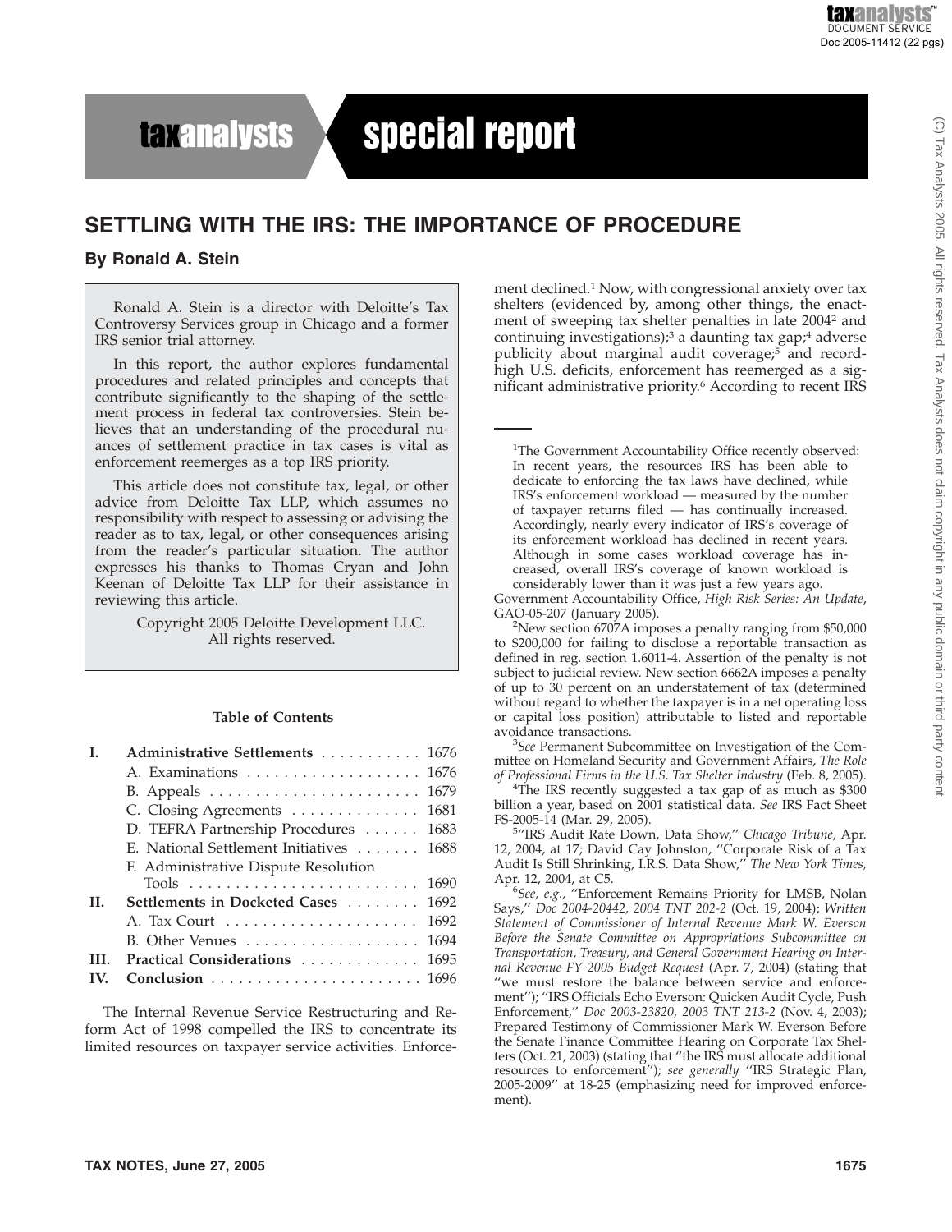# SETTLING WITH THE IRS: THE IMPORTANCE OF PROCEDURE

**By Ronald A. Stein**

Ronald A. Stein is a director with Deloitte's Tax Controversy Services group in Chicago and a former IRS senior trial attorney.

In this report, the author explores fundamental procedures and related principles and concepts that contribute significantly to the shaping of the settlement process in federal tax controversies. Stein believes that an understanding of the procedural nuances of settlement practice in tax cases is vital as enforcement reemerges as a top IRS priority.

This article does not constitute tax, legal, or other advice from Deloitte Tax LLP, which assumes no responsibility with respect to assessing or advising the reader as to tax, legal, or other consequences arising from the reader's particular situation. The author expresses his thanks to Thomas Cryan and John Keenan of Deloitte Tax LLP for their assistance in reviewing this article.

Copyright 2005 Deloitte Development LLC.
All rights reserved.

**Table of Contents**

| | | |
|---|---|---|
| **I.** | **Administrative Settlements** | 1676 |
| | A. Examinations | 1676 |
| | B. Appeals | 1679 |
| | C. Closing Agreements | 1681 |
| | D. TEFRA Partnership Procedures | 1683 |
| | E. National Settlement Initiatives | 1688 |
| | F. Administrative Dispute Resolution Tools | 1690 |
| **II.** | **Settlements in Docketed Cases** | 1692 |
| | A. Tax Court | 1692 |
| | B. Other Venues | 1694 |
| **III.** | **Practical Considerations** | 1695 |
| **IV.** | **Conclusion** | 1696 |

The Internal Revenue Service Restructuring and Reform Act of 1998 compelled the IRS to concentrate its limited resources on taxpayer service activities. Enforcement declined.[1] Now, with congressional anxiety over tax shelters (evidenced by, among other things, the enactment of sweeping tax shelter penalties in late 2004[2] and continuing investigations);[3] a daunting tax gap;[4] adverse publicity about marginal audit coverage;[5] and record-high U.S. deficits, enforcement has reemerged as a significant administrative priority.[6] According to recent IRS

---

[1]The Government Accountability Office recently observed:

> In recent years, the resources IRS has been able to dedicate to enforcing the tax laws have declined, while IRS's enforcement workload — measured by the number of taxpayer returns filed — has continually increased. Accordingly, nearly every indicator of IRS's coverage of its enforcement workload has declined in recent years. Although in some cases workload coverage has increased, overall IRS's coverage of known workload is considerably lower than it was just a few years ago.

Government Accountability Office, *High Risk Series: An Update*, GAO-05-207 (January 2005).

[2]New section 6707A imposes a penalty ranging from $50,000 to $200,000 for failing to disclose a reportable transaction as defined in reg. section 1.6011-4. Assertion of the penalty is not subject to judicial review. New section 6662A imposes a penalty of up to 30 percent on an understatement of tax (determined without regard to whether the taxpayer is in a net operating loss or capital loss position) attributable to listed and reportable avoidance transactions.

[3]*See* Permanent Subcommittee on Investigation of the Committee on Homeland Security and Government Affairs, *The Role of Professional Firms in the U.S. Tax Shelter Industry* (Feb. 8, 2005).

[4]The IRS recently suggested a tax gap of as much as $300 billion a year, based on 2001 statistical data. *See* IRS Fact Sheet FS-2005-14 (Mar. 29, 2005).

[5]"IRS Audit Rate Down, Data Show," *Chicago Tribune*, Apr. 12, 2004, at 17; David Cay Johnston, "Corporate Risk of a Tax Audit Is Still Shrinking, I.R.S. Data Show," *The New York Times*, Apr. 12, 2004, at C5.

[6]*See, e.g.*, "Enforcement Remains Priority for LMSB, Nolan Says," *Doc 2004-20442, 2004 TNT 202-2* (Oct. 19, 2004); *Written Statement of Commissioner of Internal Revenue Mark W. Everson Before the Senate Committee on Appropriations Subcommittee on Transportation, Treasury, and General Government Hearing on Internal Revenue FY 2005 Budget Request* (Apr. 7, 2004) (stating that "we must restore the balance between service and enforcement"); "IRS Officials Echo Everson: Quicken Audit Cycle, Push Enforcement," *Doc 2003-23820, 2003 TNT 213-2* (Nov. 4, 2003); Prepared Testimony of Commissioner Mark W. Everson Before the Senate Finance Committee Hearing on Corporate Tax Shelters (Oct. 21, 2003) (stating that "the IRS must allocate additional resources to enforcement"); *see generally* "IRS Strategic Plan, 2005-2009" at 18-25 (emphasizing need for improved enforcement).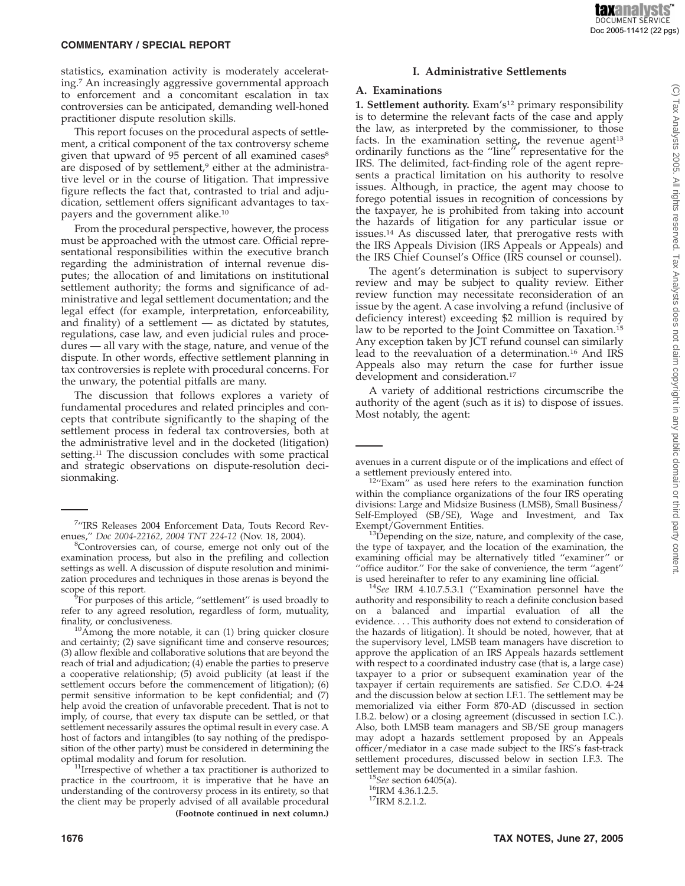statistics, examination activity is moderately accelerating.[7] An increasingly aggressive governmental approach to enforcement and a concomitant escalation in tax controversies can be anticipated, demanding well-honed practitioner dispute resolution skills.

This report focuses on the procedural aspects of settlement, a critical component of the tax controversy scheme given that upward of 95 percent of all examined cases[8] are disposed of by settlement,[9] either at the administrative level or in the course of litigation. That impressive figure reflects the fact that, contrasted to trial and adjudication, settlement offers significant advantages to taxpayers and the government alike.[10]

From the procedural perspective, however, the process must be approached with the utmost care. Official representational responsibilities within the executive branch regarding the administration of internal revenue disputes; the allocation of and limitations on institutional settlement authority; the forms and significance of administrative and legal settlement documentation; and the legal effect (for example, interpretation, enforceability, and finality) of a settlement — as dictated by statutes, regulations, case law, and even judicial rules and procedures — all vary with the stage, nature, and venue of the dispute. In other words, effective settlement planning in tax controversies is replete with procedural concerns. For the unwary, the potential pitfalls are many.

The discussion that follows explores a variety of fundamental procedures and related principles and concepts that contribute significantly to the shaping of the settlement process in federal tax controversies, both at the administrative level and in the docketed (litigation) setting.[11] The discussion concludes with some practical and strategic observations on dispute-resolution decisionmaking.

## I. Administrative Settlements

### A. Examinations

**1. Settlement authority.** Exam's[12] primary responsibility is to determine the relevant facts of the case and apply the law, as interpreted by the commissioner, to those facts. In the examination setting, the revenue agent[13] ordinarily functions as the "line" representative for the IRS. The delimited, fact-finding role of the agent represents a practical limitation on his authority to resolve issues. Although, in practice, the agent may choose to forego potential issues in recognition of concessions by the taxpayer, he is prohibited from taking into account the hazards of litigation for any particular issue or issues.[14] As discussed later, that prerogative rests with the IRS Appeals Division (IRS Appeals or Appeals) and the IRS Chief Counsel's Office (IRS counsel or counsel).

The agent's determination is subject to supervisory review and may be subject to quality review. Either review function may necessitate reconsideration of an issue by the agent. A case involving a refund (inclusive of deficiency interest) exceeding $2 million is required by law to be reported to the Joint Committee on Taxation.[15] Any exception taken by JCT refund counsel can similarly lead to the reevaluation of a determination.[16] And IRS Appeals also may return the case for further issue development and consideration.[17]

A variety of additional restrictions circumscribe the authority of the agent (such as it is) to dispose of issues. Most notably, the agent:

---

[7]"IRS Releases 2004 Enforcement Data, Touts Record Revenues," *Doc 2004-22162, 2004 TNT 224-12* (Nov. 18, 2004).

[8]Controversies can, of course, emerge not only out of the examination process, but also in the prefiling and collection settings as well. A discussion of dispute resolution and minimization procedures and techniques in those arenas is beyond the scope of this report.

[9]For purposes of this article, "settlement" is used broadly to refer to any agreed resolution, regardless of form, mutuality, finality, or conclusiveness.

[10]Among the more notable, it can (1) bring quicker closure and certainty; (2) save significant time and conserve resources; (3) allow flexible and collaborative solutions that are beyond the reach of trial and adjudication; (4) enable the parties to preserve a cooperative relationship; (5) avoid publicity (at least if the settlement occurs before the commencement of litigation); (6) permit sensitive information to be kept confidential; and (7) help avoid the creation of unfavorable precedent. That is not to imply, of course, that every tax dispute can be settled, or that settlement necessarily assures the optimal result in every case. A host of factors and intangibles (to say nothing of the predisposition of the other party) must be considered in determining the optimal modality and forum for resolution.

[11]Irrespective of whether a tax practitioner is authorized to practice in the courtroom, it is imperative that he have an understanding of the controversy process in its entirety, so that the client may be properly advised of all available procedural avenues in a current dispute or of the implications and effect of a settlement previously entered into.

[12]"Exam" as used here refers to the examination function within the compliance organizations of the four IRS operating divisions: Large and Midsize Business (LMSB), Small Business/Self-Employed (SB/SE), Wage and Investment, and Tax Exempt/Government Entities.

[13]Depending on the size, nature, and complexity of the case, the type of taxpayer, and the location of the examination, the examining official may be alternatively titled "examiner" or "office auditor." For the sake of convenience, the term "agent" is used hereinafter to refer to any examining line official.

[14]*See* IRM 4.10.7.5.3.1 ("Examination personnel have the authority and responsibility to reach a definite conclusion based on a balanced and impartial evaluation of all the evidence. . . . This authority does not extend to consideration of the hazards of litigation). It should be noted, however, that at the supervisory level, LMSB team managers have discretion to approve the application of an IRS Appeals hazards settlement with respect to a coordinated industry case (that is, a large case) taxpayer to a prior or subsequent examination year of the taxpayer if certain requirements are satisfied. *See* C.D.O. 4-24 and the discussion below at section I.F.1. The settlement may be memorialized via either Form 870-AD (discussed in section I.B.2. below) or a closing agreement (discussed in section I.C.). Also, both LMSB team managers and SB/SE group managers may adopt a hazards settlement proposed by an Appeals officer/mediator in a case made subject to the IRS's fast-track settlement procedures, discussed below in section I.F.3. The settlement may be documented in a similar fashion.

[15]*See* section 6405(a).

[16]IRM 4.36.1.2.5.

[17]IRM 8.2.1.2.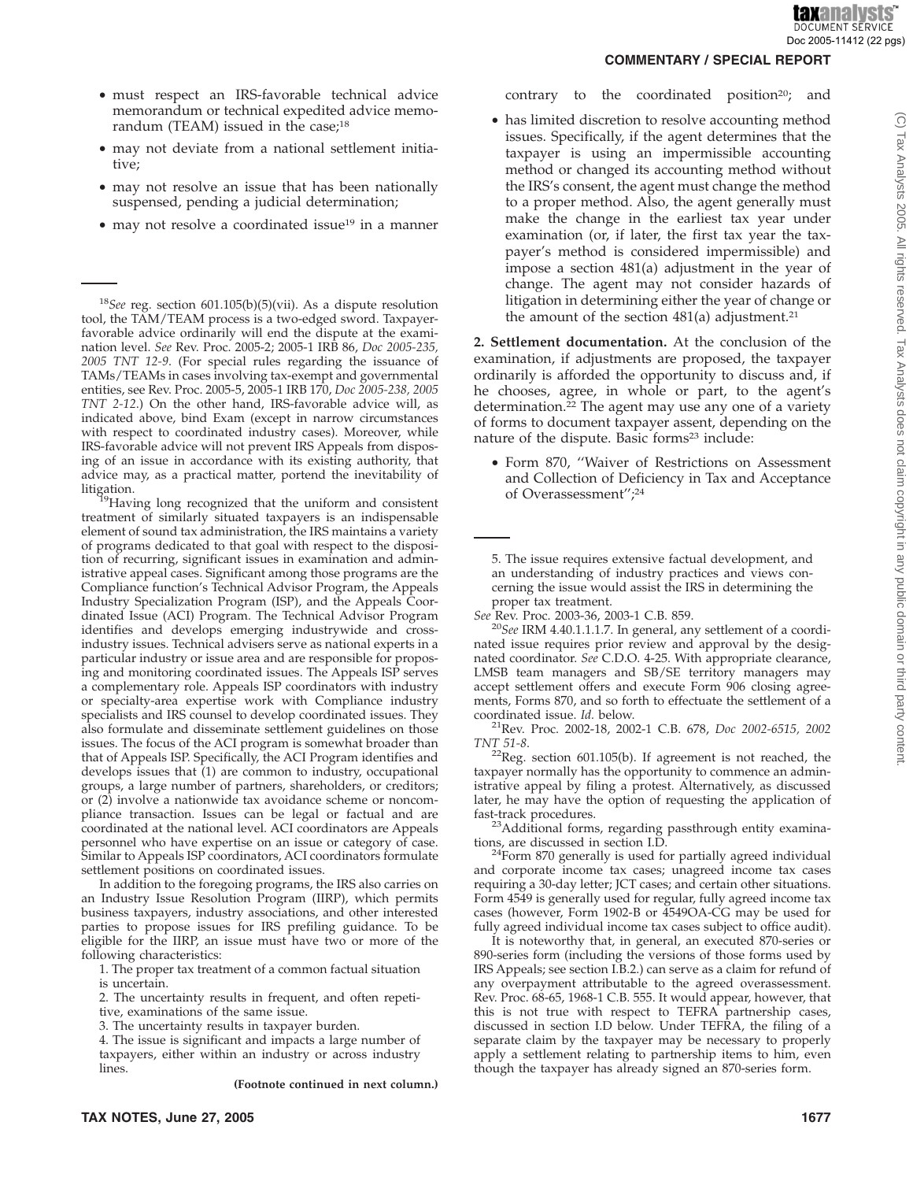- must respect an IRS-favorable technical advice memorandum or technical expedited advice memorandum (TEAM) issued in the case;[18]
- may not deviate from a national settlement initiative;
- may not resolve an issue that has been nationally suspended, pending a judicial determination;
- may not resolve a coordinated issue[19] in a manner contrary to the coordinated position[20]; and
- has limited discretion to resolve accounting method issues. Specifically, if the agent determines that the taxpayer is using an impermissible accounting method or changed its accounting method without the IRS's consent, the agent must change the method to a proper method. Also, the agent generally must make the change in the earliest tax year under examination (or, if later, the first tax year the taxpayer's method is considered impermissible) and impose a section 481(a) adjustment in the year of change. The agent may not consider hazards of litigation in determining either the year of change or the amount of the section 481(a) adjustment.[21]

**2. Settlement documentation.** At the conclusion of the examination, if adjustments are proposed, the taxpayer ordinarily is afforded the opportunity to discuss and, if he chooses, agree, in whole or part, to the agent's determination.[22] The agent may use any one of a variety of forms to document taxpayer assent, depending on the nature of the dispute. Basic forms[23] include:

- Form 870, "Waiver of Restrictions on Assessment and Collection of Deficiency in Tax and Acceptance of Overassessment";[24]

---

[18]*See* reg. section 601.105(b)(5)(vii). As a dispute resolution tool, the TAM/TEAM process is a two-edged sword. Taxpayer-favorable advice ordinarily will end the dispute at the examination level. *See* Rev. Proc. 2005-2; 2005-1 IRB 86, *Doc 2005-235, 2005 TNT 12-9*. (For special rules regarding the issuance of TAMs/TEAMs in cases involving tax-exempt and governmental entities, see Rev. Proc. 2005-5, 2005-1 IRB 170, *Doc 2005-238, 2005 TNT 2-12*.) On the other hand, IRS-favorable advice will, as indicated above, bind Exam (except in narrow circumstances with respect to coordinated industry cases). Moreover, while IRS-favorable advice will not prevent IRS Appeals from disposing of an issue in accordance with its existing authority, that advice may, as a practical matter, portend the inevitability of litigation.

[19]Having long recognized that the uniform and consistent treatment of similarly situated taxpayers is an indispensable element of sound tax administration, the IRS maintains a variety of programs dedicated to that goal with respect to the disposition of recurring, significant issues in examination and administrative appeal cases. Significant among those programs are the Compliance function's Technical Advisor Program, the Appeals Industry Specialization Program (ISP), and the Appeals Coordinated Issue (ACI) Program. The Technical Advisor Program identifies and develops emerging industrywide and cross-industry issues. Technical advisers serve as national experts in a particular industry or issue area and are responsible for proposing and monitoring coordinated issues. The Appeals ISP serves a complementary role. Appeals ISP coordinators with industry or specialty-area expertise work with Compliance industry specialists and IRS counsel to develop coordinated issues. They also formulate and disseminate settlement guidelines on those issues. The focus of the ACI program is somewhat broader than that of Appeals ISP. Specifically, the ACI Program identifies and develops issues that (1) are common to industry, occupational groups, a large number of partners, shareholders, or creditors; or (2) involve a nationwide tax avoidance scheme or noncompliance transaction. Issues can be legal or factual and are coordinated at the national level. ACI coordinators are Appeals personnel who have expertise on an issue or category of case. Similar to Appeals ISP coordinators, ACI coordinators formulate settlement positions on coordinated issues.

In addition to the foregoing programs, the IRS also carries on an Industry Issue Resolution Program (IIRP), which permits business taxpayers, industry associations, and other interested parties to propose issues for IRS prefiling guidance. To be eligible for the IIRP, an issue must have two or more of the following characteristics:

1. The proper tax treatment of a common factual situation is uncertain.
2. The uncertainty results in frequent, and often repetitive, examinations of the same issue.
3. The uncertainty results in taxpayer burden.
4. The issue is significant and impacts a large number of taxpayers, either within an industry or across industry lines.
5. The issue requires extensive factual development, and an understanding of industry practices and views concerning the issue would assist the IRS in determining the proper tax treatment.

*See* Rev. Proc. 2003-36, 2003-1 C.B. 859.

[20]*See* IRM 4.40.1.1.1.7. In general, any settlement of a coordinated issue requires prior review and approval by the designated coordinator. *See* C.D.O. 4-25. With appropriate clearance, LMSB team managers and SB/SE territory managers may accept settlement offers and execute Form 906 closing agreements, Forms 870, and so forth to effectuate the settlement of a coordinated issue. *Id.* below.

[21]Rev. Proc. 2002-18, 2002-1 C.B. 678, *Doc 2002-6515, 2002 TNT 51-8*.

[22]Reg. section 601.105(b). If agreement is not reached, the taxpayer normally has the opportunity to commence an administrative appeal by filing a protest. Alternatively, as discussed later, he may have the option of requesting the application of fast-track procedures.

[23]Additional forms, regarding passthrough entity examinations, are discussed in section I.D.

[24]Form 870 generally is used for partially agreed individual and corporate income tax cases; unagreed income tax cases requiring a 30-day letter; JCT cases; and certain other situations. Form 4549 is generally used for regular, fully agreed income tax cases (however, Form 1902-B or 4549OA-CG may be used for fully agreed individual income tax cases subject to office audit).

It is noteworthy that, in general, an executed 870-series or 890-series form (including the versions of those forms used by IRS Appeals; see section I.B.2.) can serve as a claim for refund of any overpayment attributable to the agreed overassessment. Rev. Proc. 68-65, 1968-1 C.B. 555. It would appear, however, that this is not true with respect to TEFRA partnership cases, discussed in section I.D below. Under TEFRA, the filing of a separate claim by the taxpayer may be necessary to properly apply a settlement relating to partnership items to him, even though the taxpayer has already signed an 870-series form.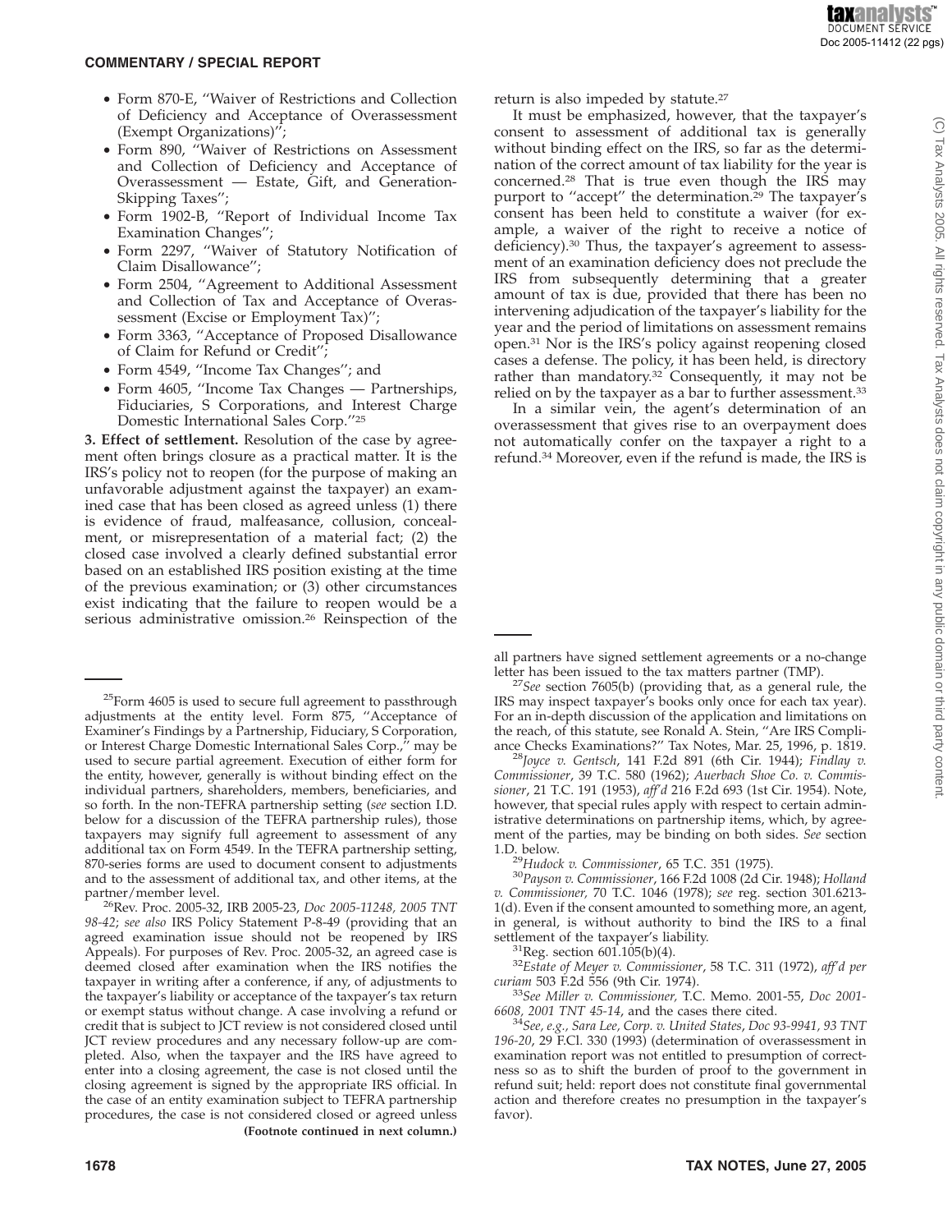- Form 870-E, "Waiver of Restrictions and Collection of Deficiency and Acceptance of Overassessment (Exempt Organizations)";
- Form 890, "Waiver of Restrictions on Assessment and Collection of Deficiency and Acceptance of Overassessment — Estate, Gift, and Generation-Skipping Taxes";
- Form 1902-B, "Report of Individual Income Tax Examination Changes";
- Form 2297, "Waiver of Statutory Notification of Claim Disallowance";
- Form 2504, "Agreement to Additional Assessment and Collection of Tax and Acceptance of Overassessment (Excise or Employment Tax)";
- Form 3363, "Acceptance of Proposed Disallowance of Claim for Refund or Credit";
- Form 4549, "Income Tax Changes"; and
- Form 4605, "Income Tax Changes — Partnerships, Fiduciaries, S Corporations, and Interest Charge Domestic International Sales Corp."[25]

**3. Effect of settlement.** Resolution of the case by agreement often brings closure as a practical matter. It is the IRS's policy not to reopen (for the purpose of making an unfavorable adjustment against the taxpayer) an examined case that has been closed as agreed unless (1) there is evidence of fraud, malfeasance, collusion, concealment, or misrepresentation of a material fact; (2) the closed case involved a clearly defined substantial error based on an established IRS position existing at the time of the previous examination; or (3) other circumstances exist indicating that the failure to reopen would be a serious administrative omission.[26] Reinspection of the return is also impeded by statute.[27]

It must be emphasized, however, that the taxpayer's consent to assessment of additional tax is generally without binding effect on the IRS, so far as the determination of the correct amount of tax liability for the year is concerned.[28] That is true even though the IRS may purport to "accept" the determination.[29] The taxpayer's consent has been held to constitute a waiver (for example, a waiver of the right to receive a notice of deficiency).[30] Thus, the taxpayer's agreement to assessment of an examination deficiency does not preclude the IRS from subsequently determining that a greater amount of tax is due, provided that there has been no intervening adjudication of the taxpayer's liability for the year and the period of limitations on assessment remains open.[31] Nor is the IRS's policy against reopening closed cases a defense. The policy, it has been held, is directory rather than mandatory.[32] Consequently, it may not be relied on by the taxpayer as a bar to further assessment.[33]

In a similar vein, the agent's determination of an overassessment that gives rise to an overpayment does not automatically confer on the taxpayer a right to a refund.[34] Moreover, even if the refund is made, the IRS is

---

[25]Form 4605 is used to secure full agreement to passthrough adjustments at the entity level. Form 875, "Acceptance of Examiner's Findings by a Partnership, Fiduciary, S Corporation, or Interest Charge Domestic International Sales Corp.," may be used to secure partial agreement. Execution of either form for the entity, however, generally is without binding effect on the individual partners, shareholders, members, beneficiaries, and so forth. In the non-TEFRA partnership setting (*see* section I.D. below for a discussion of the TEFRA partnership rules), those taxpayers may signify full agreement to assessment of any additional tax on Form 4549. In the TEFRA partnership setting, 870-series forms are used to document consent to adjustments and to the assessment of additional tax, and other items, at the partner/member level.

[26]Rev. Proc. 2005-32, IRB 2005-23, *Doc 2005-11248, 2005 TNT 98-42*; *see also* IRS Policy Statement P-8-49 (providing that an agreed examination issue should not be reopened by IRS Appeals). For purposes of Rev. Proc. 2005-32, an agreed case is deemed closed after examination when the IRS notifies the taxpayer in writing after a conference, if any, of adjustments to the taxpayer's liability or acceptance of the taxpayer's tax return or exempt status without change. A case involving a refund or credit that is subject to JCT review is not considered closed until JCT review procedures and any necessary follow-up are completed. Also, when the taxpayer and the IRS have agreed to enter into a closing agreement, the case is not closed until the closing agreement is signed by the appropriate IRS official. In the case of an entity examination subject to TEFRA partnership procedures, the case is not considered closed or agreed unless all partners have signed settlement agreements or a no-change letter has been issued to the tax matters partner (TMP).

[27]*See* section 7605(b) (providing that, as a general rule, the IRS may inspect taxpayer's books only once for each tax year). For an in-depth discussion of the application and limitations on the reach, of this statute, see Ronald A. Stein, "Are IRS Compliance Checks Examinations?" Tax Notes, Mar. 25, 1996, p. 1819.

[28]*Joyce v. Gentsch*, 141 F.2d 891 (6th Cir. 1944); *Findlay v. Commissioner*, 39 T.C. 580 (1962); *Auerbach Shoe Co. v. Commissioner*, 21 T.C. 191 (1953), *aff'd* 216 F.2d 693 (1st Cir. 1954). Note, however, that special rules apply with respect to certain administrative determinations on partnership items, which, by agreement of the parties, may be binding on both sides. *See* section 1.D. below.

[29]*Hudock v. Commissioner*, 65 T.C. 351 (1975).

[30]*Payson v. Commissioner*, 166 F.2d 1008 (2d Cir. 1948); *Holland v. Commissioner,* 70 T.C. 1046 (1978); *see* reg. section 301.6213-1(d). Even if the consent amounted to something more, an agent, in general, is without authority to bind the IRS to a final settlement of the taxpayer's liability.

[31]Reg. section 601.105(b)(4).

[32]*Estate of Meyer v. Commissioner*, 58 T.C. 311 (1972), *aff'd per curiam* 503 F.2d 556 (9th Cir. 1974).

[33]*See Miller v. Commissioner,* T.C. Memo. 2001-55, *Doc 2001-6608, 2001 TNT 45-14*, and the cases there cited.

[34]*See, e.g., Sara Lee, Corp. v. United States*, *Doc 93-9941, 93 TNT 196-20*, 29 F.Cl. 330 (1993) (determination of overassessment in examination report was not entitled to presumption of correctness so as to shift the burden of proof to the government in refund suit; held: report does not constitute final governmental action and therefore creates no presumption in the taxpayer's favor).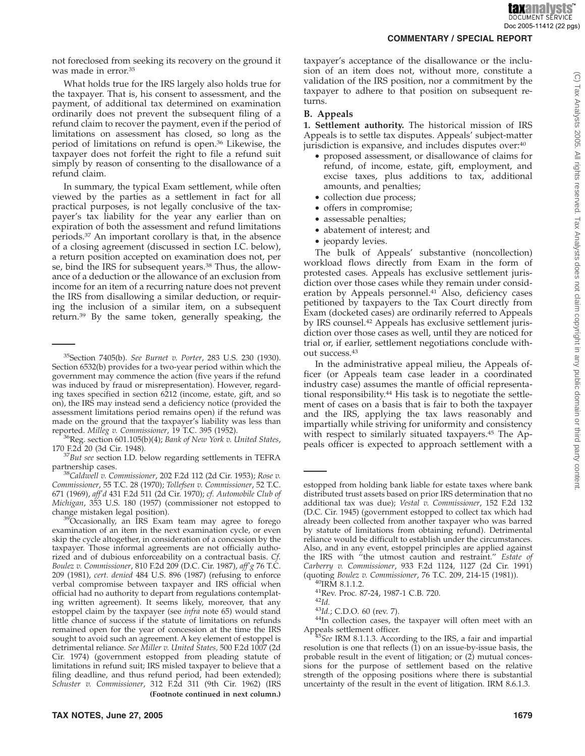not foreclosed from seeking its recovery on the ground it was made in error.[35]

What holds true for the IRS largely also holds true for the taxpayer. That is, his consent to assessment, and the payment, of additional tax determined on examination ordinarily does not prevent the subsequent filing of a refund claim to recover the payment, even if the period of limitations on assessment has closed, so long as the period of limitations on refund is open.[36] Likewise, the taxpayer does not forfeit the right to file a refund suit simply by reason of consenting to the disallowance of a refund claim.

In summary, the typical Exam settlement, while often viewed by the parties as a settlement in fact for all practical purposes, is not legally conclusive of the taxpayer's tax liability for the year any earlier than on expiration of both the assessment and refund limitations periods.[37] An important corollary is that, in the absence of a closing agreement (discussed in section I.C. below), a return position accepted on examination does not, per se, bind the IRS for subsequent years.[38] Thus, the allowance of a deduction or the allowance of an exclusion from income for an item of a recurring nature does not prevent the IRS from disallowing a similar deduction, or requiring the inclusion of a similar item, on a subsequent return.[39] By the same token, generally speaking, the taxpayer's acceptance of the disallowance or the inclusion of an item does not, without more, constitute a validation of the IRS position, nor a commitment by the taxpayer to adhere to that position on subsequent returns.

### B. Appeals

**1. Settlement authority.** The historical mission of IRS Appeals is to settle tax disputes. Appeals' subject-matter jurisdiction is expansive, and includes disputes over:[40]

- proposed assessment, or disallowance of claims for refund, of income, estate, gift, employment, and excise taxes, plus additions to tax, additional amounts, and penalties;
- collection due process;
- offers in compromise;
- assessable penalties;
- abatement of interest; and
- jeopardy levies.

The bulk of Appeals' substantive (noncollection) workload flows directly from Exam in the form of protested cases. Appeals has exclusive settlement jurisdiction over those cases while they remain under consideration by Appeals personnel.[41] Also, deficiency cases petitioned by taxpayers to the Tax Court directly from Exam (docketed cases) are ordinarily referred to Appeals by IRS counsel.[42] Appeals has exclusive settlement jurisdiction over those cases as well, until they are noticed for trial or, if earlier, settlement negotiations conclude without success.[43]

In the administrative appeal milieu, the Appeals officer (or Appeals team case leader in a coordinated industry case) assumes the mantle of official representational responsibility.[44] His task is to negotiate the settlement of cases on a basis that is fair to both the taxpayer and the IRS, applying the tax laws reasonably and impartially while striving for uniformity and consistency with respect to similarly situated taxpayers.[45] The Appeals officer is expected to approach settlement with a

---

[35]Section 7405(b). *See Burnet v. Porter*, 283 U.S. 230 (1930). Section 6532(b) provides for a two-year period within which the government may commence the action (five years if the refund was induced by fraud or misrepresentation). However, regarding taxes specified in section 6212 (income, estate, gift, and so on), the IRS may instead send a deficiency notice (provided the assessment limitations period remains open) if the refund was made on the ground that the taxpayer's liability was less than reported. *Milleg v. Commissioner*, 19 T.C. 395 (1952).

[36]Reg. section 601.105(b)(4); *Bank of New York v. United States*, 170 F.2d 20 (3d Cir. 1948).

[37]*But see* section I.D. below regarding settlements in TEFRA partnership cases.

[38]*Caldwell v. Commissioner*, 202 F.2d 112 (2d Cir. 1953); *Rose v. Commissioner*, 55 T.C. 28 (1970); *Tollefsen v. Commissioner*, 52 T.C. 671 (1969), *aff'd* 431 F.2d 511 (2d Cir. 1970); *cf. Automobile Club of Michigan*, 353 U.S. 180 (1957) (commissioner not estopped to change mistaken legal position).

[39]Occasionally, an IRS Exam team may agree to forego examination of an item in the next examination cycle, or even skip the cycle altogether, in consideration of a concession by the taxpayer. Those informal agreements are not officially authorized and of dubious enforceability on a contractual basis. *Cf. Boulez v. Commissioner*, 810 F.2d 209 (D.C. Cir. 1987), *aff'g* 76 T.C. 209 (1981), *cert. denied* 484 U.S. 896 (1987) (refusing to enforce verbal compromise between taxpayer and IRS official when official had no authority to depart from regulations contemplating written agreement). It seems likely, moreover, that any estoppel claim by the taxpayer (see *infra* note 65) would stand little chance of success if the statute of limitations on refunds remained open for the year of concession at the time the IRS sought to avoid such an agreement. A key element of estoppel is detrimental reliance. *See Miller v. United States,* 500 F.2d 1007 (2d Cir. 1974) (government estopped from pleading statute of limitations in refund suit; IRS misled taxpayer to believe that a filing deadline, and thus refund period, had been extended); *Schuster v. Commissioner*, 312 F.2d 311 (9th Cir. 1962) (IRS estopped from holding bank liable for estate taxes where bank distributed trust assets based on prior IRS determination that no additional tax was due); *Vestal v. Commissioner*, 152 F.2d 132 (D.C. Cir. 1945) (government estopped to collect tax which had already been collected from another taxpayer who was barred by statute of limitations from obtaining refund). Detrimental reliance would be difficult to establish under the circumstances. Also, and in any event, estoppel principles are applied against the IRS with "the utmost caution and restraint." *Estate of Carberry v. Commissioner*, 933 F.2d 1124, 1127 (2d Cir. 1991) (quoting *Boulez v. Commissioner*, 76 T.C. 209, 214-15 (1981)).

[40]IRM 8.1.1.2.

[41]Rev. Proc. 87-24, 1987-1 C.B. 720.

[42]*Id.*

[43]*Id.*; C.D.O. 60 (rev. 7).

[44]In collection cases, the taxpayer will often meet with an Appeals settlement officer.

[45]*See* IRM 8.1.1.3. According to the IRS, a fair and impartial resolution is one that reflects (1) on an issue-by-issue basis, the probable result in the event of litigation; or (2) mutual concessions for the purpose of settlement based on the relative strength of the opposing positions where there is substantial uncertainty of the result in the event of litigation. IRM 8.6.1.3.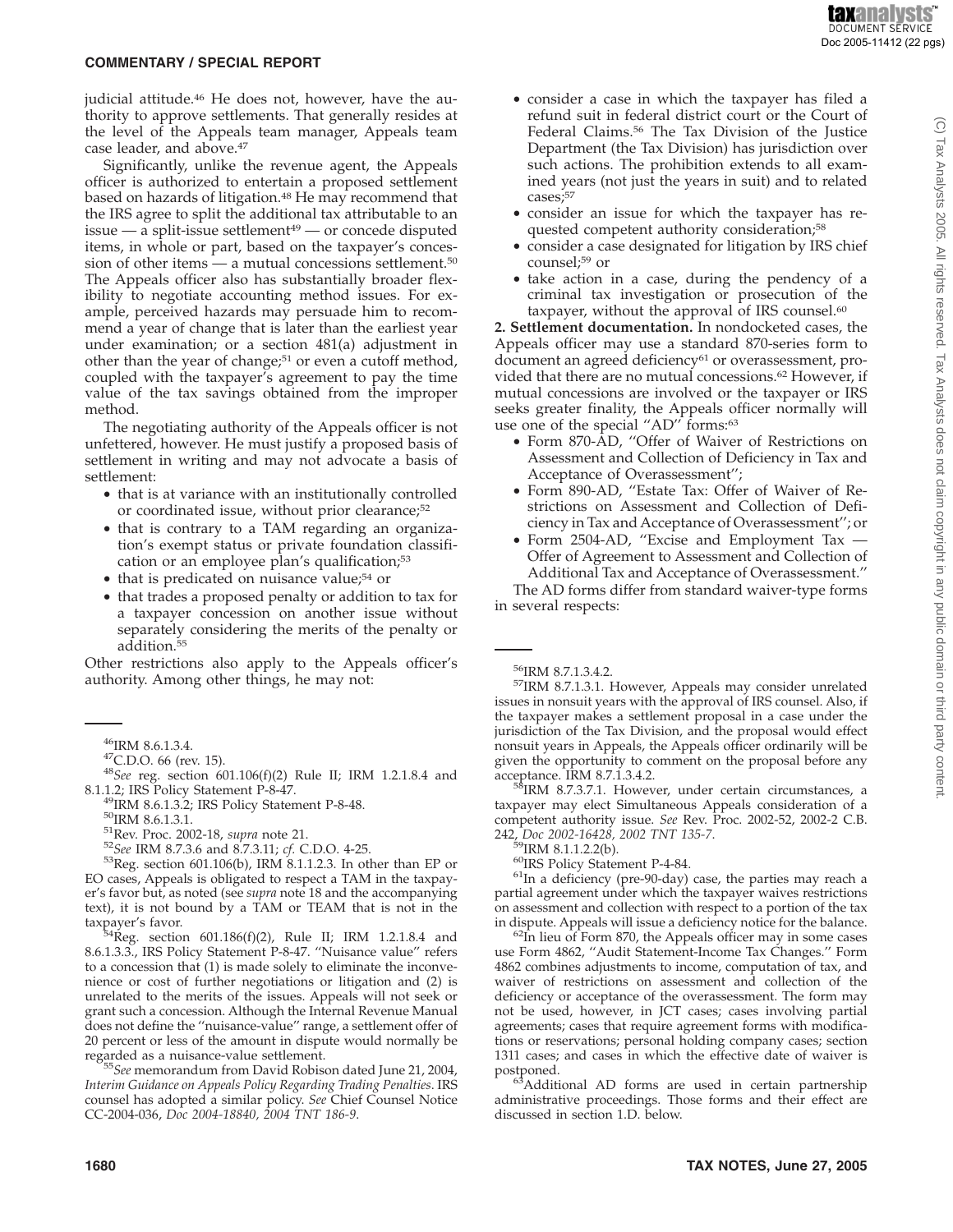judicial attitude.[46] He does not, however, have the authority to approve settlements. That generally resides at the level of the Appeals team manager, Appeals team case leader, and above.[47]

Significantly, unlike the revenue agent, the Appeals officer is authorized to entertain a proposed settlement based on hazards of litigation.[48] He may recommend that the IRS agree to split the additional tax attributable to an issue — a split-issue settlement[49] — or concede disputed items, in whole or part, based on the taxpayer's concession of other items — a mutual concessions settlement.[50] The Appeals officer also has substantially broader flexibility to negotiate accounting method issues. For example, perceived hazards may persuade him to recommend a year of change that is later than the earliest year under examination; or a section 481(a) adjustment in other than the year of change;[51] or even a cutoff method, coupled with the taxpayer's agreement to pay the time value of the tax savings obtained from the improper method.

The negotiating authority of the Appeals officer is not unfettered, however. He must justify a proposed basis of settlement in writing and may not advocate a basis of settlement:

- that is at variance with an institutionally controlled or coordinated issue, without prior clearance;[52]
- that is contrary to a TAM regarding an organization's exempt status or private foundation classification or an employee plan's qualification;[53]
- that is predicated on nuisance value;[54] or
- that trades a proposed penalty or addition to tax for a taxpayer concession on another issue without separately considering the merits of the penalty or addition.[55]

Other restrictions also apply to the Appeals officer's authority. Among other things, he may not:

- consider a case in which the taxpayer has filed a refund suit in federal district court or the Court of Federal Claims.[56] The Tax Division of the Justice Department (the Tax Division) has jurisdiction over such actions. The prohibition extends to all examined years (not just the years in suit) and to related cases;[57]
- consider an issue for which the taxpayer has requested competent authority consideration;[58]
- consider a case designated for litigation by IRS chief counsel;[59] or
- take action in a case, during the pendency of a criminal tax investigation or prosecution of the taxpayer, without the approval of IRS counsel.[60]

**2. Settlement documentation.** In nondocketed cases, the Appeals officer may use a standard 870-series form to document an agreed deficiency[61] or overassessment, provided that there are no mutual concessions.[62] However, if mutual concessions are involved or the taxpayer or IRS seeks greater finality, the Appeals officer normally will use one of the special "AD" forms:[63]

- Form 870-AD, "Offer of Waiver of Restrictions on Assessment and Collection of Deficiency in Tax and Acceptance of Overassessment";
- Form 890-AD, "Estate Tax: Offer of Waiver of Restrictions on Assessment and Collection of Deficiency in Tax and Acceptance of Overassessment"; or
- Form 2504-AD, "Excise and Employment Tax — Offer of Agreement to Assessment and Collection of Additional Tax and Acceptance of Overassessment."

The AD forms differ from standard waiver-type forms in several respects:

---

[46]IRM 8.6.1.3.4.

[47]C.D.O. 66 (rev. 15).

[48]*See* reg. section 601.106(f)(2) Rule II; IRM 1.2.1.8.4 and 8.1.1.2; IRS Policy Statement P-8-47.

[49]IRM 8.6.1.3.2; IRS Policy Statement P-8-48.

[50]IRM 8.6.1.3.1.

[51]Rev. Proc. 2002-18, *supra* note 21.

[52]*See* IRM 8.7.3.6 and 8.7.3.11; *cf.* C.D.O. 4-25.

[53]Reg. section 601.106(b), IRM 8.1.1.2.3. In other than EP or EO cases, Appeals is obligated to respect a TAM in the taxpayer's favor but, as noted (see *supra* note 18 and the accompanying text), it is not bound by a TAM or TEAM that is not in the taxpayer's favor.

[54]Reg. section 601.186(f)(2), Rule II; IRM 1.2.1.8.4 and 8.6.1.3.3., IRS Policy Statement P-8-47. "Nuisance value" refers to a concession that (1) is made solely to eliminate the inconvenience or cost of further negotiations or litigation and (2) is unrelated to the merits of the issues. Appeals will not seek or grant such a concession. Although the Internal Revenue Manual does not define the "nuisance-value" range, a settlement offer of 20 percent or less of the amount in dispute would normally be regarded as a nuisance-value settlement.

[55]*See* memorandum from David Robison dated June 21, 2004, *Interim Guidance on Appeals Policy Regarding Trading Penalties*. IRS counsel has adopted a similar policy. *See* Chief Counsel Notice CC-2004-036, *Doc 2004-18840, 2004 TNT 186-9*.

[56]IRM 8.7.1.3.4.2.

[57]IRM 8.7.1.3.1. However, Appeals may consider unrelated issues in nonsuit years with the approval of IRS counsel. Also, if the taxpayer makes a settlement proposal in a case under the jurisdiction of the Tax Division, and the proposal would effect nonsuit years in Appeals, the Appeals officer ordinarily will be given the opportunity to comment on the proposal before any acceptance. IRM 8.7.1.3.4.2.

[58]IRM 8.7.3.7.1. However, under certain circumstances, a taxpayer may elect Simultaneous Appeals consideration of a competent authority issue. *See* Rev. Proc. 2002-52, 2002-2 C.B. 242, *Doc 2002-16428, 2002 TNT 135-7*.

[59]IRM 8.1.1.2.2(b).

[60]IRS Policy Statement P-4-84.

[61]In a deficiency (pre-90-day) case, the parties may reach a partial agreement under which the taxpayer waives restrictions on assessment and collection with respect to a portion of the tax in dispute. Appeals will issue a deficiency notice for the balance.

[62]In lieu of Form 870, the Appeals officer may in some cases use Form 4862, "Audit Statement-Income Tax Changes." Form 4862 combines adjustments to income, computation of tax, and waiver of restrictions on assessment and collection of the deficiency or acceptance of the overassessment. The form may not be used, however, in JCT cases; cases involving partial agreements; cases that require agreement forms with modifications or reservations; personal holding company cases; section 1311 cases; and cases in which the effective date of waiver is postponed.

[63]Additional AD forms are used in certain partnership administrative proceedings. Those forms and their effect are discussed in section 1.D. below.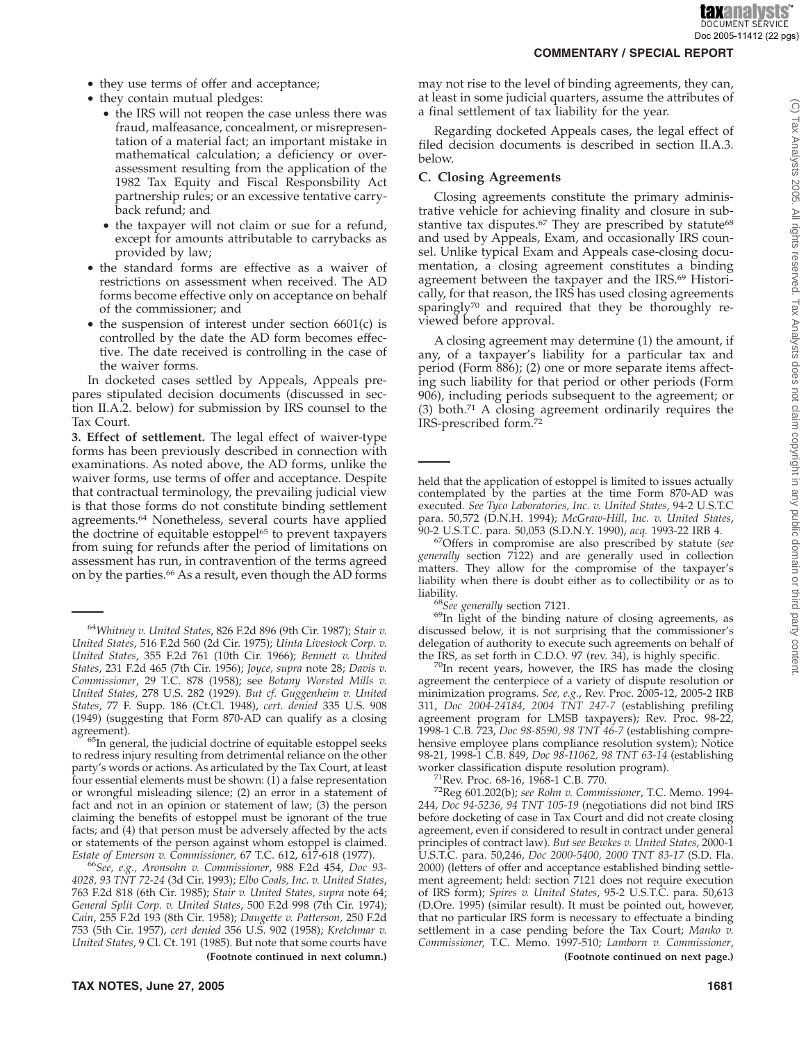- they use terms of offer and acceptance;
- they contain mutual pledges:
  - the IRS will not reopen the case unless there was fraud, malfeasance, concealment, or misrepresentation of a material fact; an important mistake in mathematical calculation; a deficiency or overassessment resulting from the application of the 1982 Tax Equity and Fiscal Responsbility Act partnership rules; or an excessive tentative carryback refund; and
  - the taxpayer will not claim or sue for a refund, except for amounts attributable to carrybacks as provided by law;
- the standard forms are effective as a waiver of restrictions on assessment when received. The AD forms become effective only on acceptance on behalf of the commissioner; and
- the suspension of interest under section 6601(c) is controlled by the date the AD form becomes effective. The date received is controlling in the case of the waiver forms.

In docketed cases settled by Appeals, Appeals prepares stipulated decision documents (discussed in section II.A.2. below) for submission by IRS counsel to the Tax Court.

**3. Effect of settlement.** The legal effect of waiver-type forms has been previously described in connection with examinations. As noted above, the AD forms, unlike the waiver forms, use terms of offer and acceptance. Despite that contractual terminology, the prevailing judicial view is that those forms do not constitute binding settlement agreements.[64] Nonetheless, several courts have applied the doctrine of equitable estoppel[65] to prevent taxpayers from suing for refunds after the period of limitations on assessment has run, in contravention of the terms agreed on by the parties.[66] As a result, even though the AD forms may not rise to the level of binding agreements, they can, at least in some judicial quarters, assume the attributes of a final settlement of tax liability for the year.

Regarding docketed Appeals cases, the legal effect of filed decision documents is described in section II.A.3. below.

### C. Closing Agreements

Closing agreements constitute the primary administrative vehicle for achieving finality and closure in substantive tax disputes.[67] They are prescribed by statute[68] and used by Appeals, Exam, and occasionally IRS counsel. Unlike typical Exam and Appeals case-closing documentation, a closing agreement constitutes a binding agreement between the taxpayer and the IRS.[69] Historically, for that reason, the IRS has used closing agreements sparingly[70] and required that they be thoroughly reviewed before approval.

A closing agreement may determine (1) the amount, if any, of a taxpayer's liability for a particular tax and period (Form 886); (2) one or more separate items affecting such liability for that period or other periods (Form 906), including periods subsequent to the agreement; or (3) both.[71] A closing agreement ordinarily requires the IRS-prescribed form.[72]

---

[64] *Whitney v. United States*, 826 F.2d 896 (9th Cir. 1987); *Stair v. United States*, 516 F.2d 560 (2d Cir. 1975); *Uinta Livestock Corp. v. United States*, 355 F.2d 761 (10th Cir. 1966); *Bennett v. United States*, 231 F.2d 465 (7th Cir. 1956); *Joyce, supra* note 28; *Davis v. Commissioner*, 29 T.C. 878 (1958); see *Botany Worsted Mills v. United States*, 278 U.S. 282 (1929). *But cf. Guggenheim v. United States*, 77 F. Supp. 186 (Ct.Cl. 1948), *cert. denied* 335 U.S. 908 (1949) (suggesting that Form 870-AD can qualify as a closing agreement).

[65] In general, the judicial doctrine of equitable estoppel seeks to redress injury resulting from detrimental reliance on the other party's words or actions. As articulated by the Tax Court, at least four essential elements must be shown: (1) a false representation or wrongful misleading silence; (2) an error in a statement of fact and not in an opinion or statement of law; (3) the person claiming the benefits of estoppel must be ignorant of the true facts; and (4) that person must be adversely affected by the acts or statements of the person against whom estoppel is claimed. *Estate of Emerson v. Commissioner,* 67 T.C. 612, 617-618 (1977).

[66] *See, e.g., Aronsohn v. Commissioner*, 988 F.2d 454, *Doc 93-4028, 93 TNT 72-24* (3d Cir. 1993); *Elbo Coals, Inc. v. United States*, 763 F.2d 818 (6th Cir. 1985); *Stair v. United States, supra* note 64; *General Split Corp. v. United States*, 500 F.2d 998 (7th Cir. 1974); *Cain*, 255 F.2d 193 (8th Cir. 1958); *Daugette v. Patterson,* 250 F.2d 753 (5th Cir. 1957), *cert denied* 356 U.S. 902 (1958); *Kretchmar v. United States*, 9 Cl. Ct. 191 (1985). But note that some courts have held that the application of estoppel is limited to issues actually contemplated by the parties at the time Form 870-AD was executed. *See Tyco Laboratories, Inc. v. United States*, 94-2 U.S.T.C para. 50,572 (D.N.H. 1994); *McGraw-Hill, Inc. v. United States*, 90-2 U.S.T.C. para. 50,053 (S.D.N.Y. 1990), *acq.* 1993-22 IRB 4.

[67] Offers in compromise are also prescribed by statute (*see generally* section 7122) and are generally used in collection matters. They allow for the compromise of the taxpayer's liability when there is doubt either as to collectibility or as to liability.

[68] *See generally* section 7121.

[69] In light of the binding nature of closing agreements, as discussed below, it is not surprising that the commissioner's delegation of authority to execute such agreements on behalf of the IRS, as set forth in C.D.O. 97 (rev. 34), is highly specific.

[70] In recent years, however, the IRS has made the closing agreement the centerpiece of a variety of dispute resolution or minimization programs. *See, e.g.*, Rev. Proc. 2005-12, 2005-2 IRB 311, *Doc 2004-24184, 2004 TNT 247-7* (establishing prefiling agreement program for LMSB taxpayers); Rev. Proc. 98-22, 1998-1 C.B. 723, *Doc 98-8590, 98 TNT 46-7* (establishing comprehensive employee plans compliance resolution system); Notice 98-21, 1998-1 C.B. 849, *Doc 98-11062, 98 TNT 63-14* (establishing worker classification dispute resolution program).

[71] Rev. Proc. 68-16, 1968-1 C.B. 770.

[72] Reg 601.202(b); *see Rohn v. Commissioner*, T.C. Memo. 1994-244, *Doc 94-5236, 94 TNT 105-19* (negotiations did not bind IRS before docketing of case in Tax Court and did not create closing agreement, even if considered to result in contract under general principles of contract law). *But see Bewkes v. United States*, 2000-1 U.S.T.C. para. 50,246, *Doc 2000-5400, 2000 TNT 83-17* (S.D. Fla. 2000) (letters of offer and acceptance established binding settlement agreement; held: section 7121 does not require execution of IRS form); *Spires v. United States*, 95-2 U.S.T.C. para. 50,613 (D.Ore. 1995) (similar result). It must be pointed out, however, that no particular IRS form is necessary to effectuate a binding settlement in a case pending before the Tax Court; *Manko v. Commissioner,* T.C. Memo. 1997-510; *Lamborn v. Commissioner*,

**(Footnote continued on next page.)**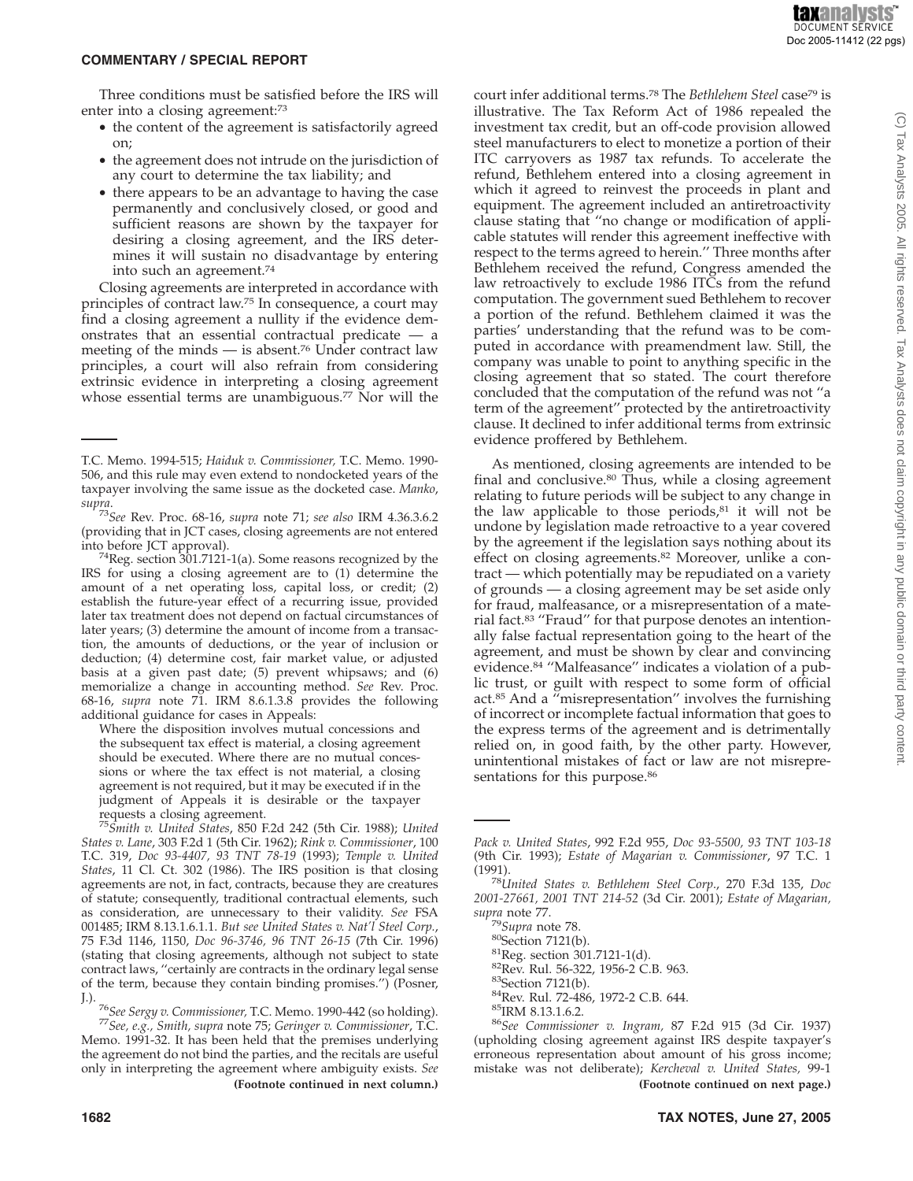Three conditions must be satisfied before the IRS will enter into a closing agreement:[73]

- the content of the agreement is satisfactorily agreed on;
- the agreement does not intrude on the jurisdiction of any court to determine the tax liability; and
- there appears to be an advantage to having the case permanently and conclusively closed, or good and sufficient reasons are shown by the taxpayer for desiring a closing agreement, and the IRS determines it will sustain no disadvantage by entering into such an agreement.[74]

Closing agreements are interpreted in accordance with principles of contract law.[75] In consequence, a court may find a closing agreement a nullity if the evidence demonstrates that an essential contractual predicate — a meeting of the minds — is absent.[76] Under contract law principles, a court will also refrain from considering extrinsic evidence in interpreting a closing agreement whose essential terms are unambiguous.[77] Nor will the court infer additional terms.[78] The *Bethlehem Steel* case[79] is illustrative. The Tax Reform Act of 1986 repealed the investment tax credit, but an off-code provision allowed steel manufacturers to elect to monetize a portion of their ITC carryovers as 1987 tax refunds. To accelerate the refund, Bethlehem entered into a closing agreement in which it agreed to reinvest the proceeds in plant and equipment. The agreement included an antiretroactivity clause stating that "no change or modification of applicable statutes will render this agreement ineffective with respect to the terms agreed to herein." Three months after Bethlehem received the refund, Congress amended the law retroactively to exclude 1986 ITCs from the refund computation. The government sued Bethlehem to recover a portion of the refund. Bethlehem claimed it was the parties' understanding that the refund was to be computed in accordance with preamendment law. Still, the company was unable to point to anything specific in the closing agreement that so stated. The court therefore concluded that the computation of the refund was not "a term of the agreement" protected by the antiretroactivity clause. It declined to infer additional terms from extrinsic evidence proffered by Bethlehem.

As mentioned, closing agreements are intended to be final and conclusive.[80] Thus, while a closing agreement relating to future periods will be subject to any change in the law applicable to those periods,[81] it will not be undone by legislation made retroactive to a year covered by the agreement if the legislation says nothing about its effect on closing agreements.[82] Moreover, unlike a contract — which potentially may be repudiated on a variety of grounds — a closing agreement may be set aside only for fraud, malfeasance, or a misrepresentation of a material fact.[83] "Fraud" for that purpose denotes an intentionally false factual representation going to the heart of the agreement, and must be shown by clear and convincing evidence.[84] "Malfeasance" indicates a violation of a public trust, or guilt with respect to some form of official act.[85] And a "misrepresentation" involves the furnishing of incorrect or incomplete factual information that goes to the express terms of the agreement and is detrimentally relied on, in good faith, by the other party. However, unintentional mistakes of fact or law are not misrepresentations for this purpose.[86]

---

T.C. Memo. 1994-515; *Haiduk v. Commissioner,* T.C. Memo. 1990-506, and this rule may even extend to nondocketed years of the taxpayer involving the same issue as the docketed case. *Manko*, *supra*.

[73]*See* Rev. Proc. 68-16, *supra* note 71; *see also* IRM 4.36.3.6.2 (providing that in JCT cases, closing agreements are not entered into before JCT approval).

[74]Reg. section 301.7121-1(a). Some reasons recognized by the IRS for using a closing agreement are to (1) determine the amount of a net operating loss, capital loss, or credit; (2) establish the future-year effect of a recurring issue, provided later tax treatment does not depend on factual circumstances of later years; (3) determine the amount of income from a transaction, the amounts of deductions, or the year of inclusion or deduction; (4) determine cost, fair market value, or adjusted basis at a given past date; (5) prevent whipsaws; and (6) memorialize a change in accounting method. *See* Rev. Proc. 68-16, *supra* note 71. IRM 8.6.1.3.8 provides the following additional guidance for cases in Appeals:

> Where the disposition involves mutual concessions and the subsequent tax effect is material, a closing agreement should be executed. Where there are no mutual concessions or where the tax effect is not material, a closing agreement is not required, but it may be executed if in the judgment of Appeals it is desirable or the taxpayer requests a closing agreement.

[75]*Smith v. United States*, 850 F.2d 242 (5th Cir. 1988); *United States v. Lane*, 303 F.2d 1 (5th Cir. 1962); *Rink v. Commissioner*, 100 T.C. 319, *Doc 93-4407, 93 TNT 78-19* (1993); *Temple v. United States*, 11 Cl. Ct. 302 (1986). The IRS position is that closing agreements are not, in fact, contracts, because they are creatures of statute; consequently, traditional contractual elements, such as consideration, are unnecessary to their validity. *See* FSA 001485; IRM 8.13.1.6.1.1. *But see United States v. Nat'l Steel Corp.*, 75 F.3d 1146, 1150, *Doc 96-3746, 96 TNT 26-15* (7th Cir. 1996) (stating that closing agreements, although not subject to state contract laws, "certainly are contracts in the ordinary legal sense of the term, because they contain binding promises.") (Posner, J.).

[76]*See Sergy v. Commissioner,* T.C. Memo. 1990-442 (so holding).

[77]*See, e.g., Smith, supra* note 75; *Geringer v. Commissioner*, T.C. Memo. 1991-32. It has been held that the premises underlying the agreement do not bind the parties, and the recitals are useful only in interpreting the agreement where ambiguity exists. *See Pack v. United States*, 992 F.2d 955, *Doc 93-5500, 93 TNT 103-18* (9th Cir. 1993); *Estate of Magarian v. Commissioner*, 97 T.C. 1 (1991).

[78]*United States v. Bethlehem Steel Corp.*, 270 F.3d 135, *Doc 2001-27661, 2001 TNT 214-52* (3d Cir. 2001); *Estate of Magarian, supra* note 77.

[79]*Supra* note 78.

[80]Section 7121(b).

[81]Reg. section 301.7121-1(d).

[82]Rev. Rul. 56-322, 1956-2 C.B. 963.

[83]Section 7121(b).

[84]Rev. Rul. 72-486, 1972-2 C.B. 644.

[85]IRM 8.13.1.6.2.

[86]*See Commissioner v. Ingram,* 87 F.2d 915 (3d Cir. 1937) (upholding closing agreement against IRS despite taxpayer's erroneous representation about amount of his gross income; mistake was not deliberate); *Kercheval v. United States,* 99-1

**(Footnote continued on next page.)**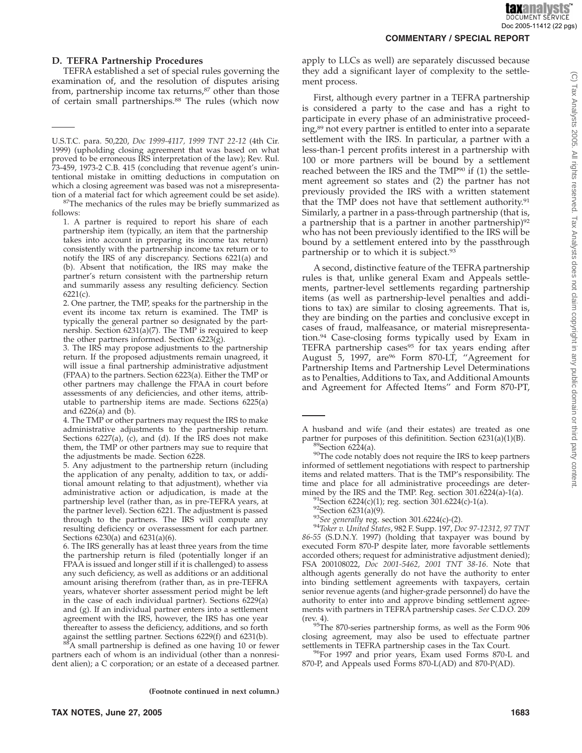## D. TEFRA Partnership Procedures

TEFRA established a set of special rules governing the examination of, and the resolution of disputes arising from, partnership income tax returns,[87] other than those of certain small partnerships.[88] The rules (which now apply to LLCs as well) are separately discussed because they add a significant layer of complexity to the settlement process.

First, although every partner in a TEFRA partnership is considered a party to the case and has a right to participate in every phase of an administrative proceeding,[89] not every partner is entitled to enter into a separate settlement with the IRS. In particular, a partner with a less-than-1 percent profits interest in a partnership with 100 or more partners will be bound by a settlement reached between the IRS and the TMP[90] if (1) the settlement agreement so states and (2) the partner has not previously provided the IRS with a written statement that the TMP does not have that settlement authority.[91] Similarly, a partner in a pass-through partnership (that is, a partnership that is a partner in another partnership)[92] who has not been previously identified to the IRS will be bound by a settlement entered into by the passthrough partnership or to which it is subject.[93]

A second, distinctive feature of the TEFRA partnership rules is that, unlike general Exam and Appeals settlements, partner-level settlements regarding partnership items (as well as partnership-level penalties and additions to tax) are similar to closing agreements. That is, they are binding on the parties and conclusive except in cases of fraud, malfeasance, or material misrepresentation.[94] Case-closing forms typically used by Exam in TEFRA partnership cases[95] for tax years ending after August 5, 1997, are[96] Form 870-LT, "Agreement for Partnership Items and Partnership Level Determinations as to Penalties, Additions to Tax, and Additional Amounts and Agreement for Affected Items" and Form 870-PT,

---

U.S.T.C. para. 50,220, *Doc 1999-4117, 1999 TNT 22-12* (4th Cir. 1999) (upholding closing agreement that was based on what proved to be erroneous IRS interpretation of the law); Rev. Rul. 73-459, 1973-2 C.B. 415 (concluding that revenue agent's unintentional mistake in omitting deductions in computation on which a closing agreement was based was not a misrepresentation of a material fact for which agreement could be set aside).

[87]The mechanics of the rules may be briefly summarized as follows:

1. A partner is required to report his share of each partnership item (typically, an item that the partnership takes into account in preparing its income tax return) consistently with the partnership income tax return or to notify the IRS of any discrepancy. Sections 6221(a) and (b). Absent that notification, the IRS may make the partner's return consistent with the partnership return and summarily assess any resulting deficiency. Section 6221(c).

2. One partner, the TMP, speaks for the partnership in the event its income tax return is examined. The TMP is typically the general partner so designated by the partnership. Section 6231(a)(7). The TMP is required to keep the other partners informed. Section 6223(g).

3. The IRS may propose adjustments to the partnership return. If the proposed adjustments remain unagreed, it will issue a final partnership administrative adjustment (FPAA) to the partners. Section 6223(a). Either the TMP or other partners may challenge the FPAA in court before assessments of any deficiencies, and other items, attributable to partnership items are made. Sections 6225(a) and 6226(a) and (b).

4. The TMP or other partners may request the IRS to make administrative adjustments to the partnership return. Sections 6227(a), (c), and (d). If the IRS does not make them, the TMP or other partners may sue to require that the adjustments be made. Section 6228.

5. Any adjustment to the partnership return (including the application of any penalty, addition to tax, or additional amount relating to that adjustment), whether via administrative action or adjudication, is made at the partnership level (rather than, as in pre-TEFRA years, at the partner level). Section 6221. The adjustment is passed through to the partners. The IRS will compute any resulting deficiency or overassessment for each partner. Sections 6230(a) and 6231(a)(6).

6. The IRS generally has at least three years from the time the partnership return is filed (potentially longer if an FPAA is issued and longer still if it is challenged) to assess any such deficiency, as well as additions or an additional amount arising therefrom (rather than, as in pre-TEFRA years, whatever shorter assessment period might be left in the case of each individual partner). Sections 6229(a) and (g). If an individual partner enters into a settlement agreement with the IRS, however, the IRS has one year thereafter to assess the deficiency, additions, and so forth against the settling partner. Sections 6229(f) and 6231(b).

[88]A small partnership is defined as one having 10 or fewer partners each of whom is an individual (other than a nonresident alien); a C corporation; or an estate of a deceased partner. A husband and wife (and their estates) are treated as one partner for purposes of this definitition. Section 6231(a)(1)(B).

[89]Section 6224(a).

[90]The code notably does not require the IRS to keep partners informed of settlement negotiations with respect to partnership items and related matters. That is the TMP's responsibility. The time and place for all administrative proceedings are determined by the IRS and the TMP. Reg. section 301.6224(a)-1(a).

[91]Section 6224(c)(1); reg. section 301.6224(c)-1(a).

[92]Section 6231(a)(9).

[93]*See generally* reg. section 301.6224(c)-(2).

[94]*Toker v. United States*, 982 F. Supp. 197, *Doc 97-12312, 97 TNT 86-55* (S.D.N.Y. 1997) (holding that taxpayer was bound by executed Form 870-P despite later, more favorable settlements accorded others; request for administrative adjustment denied); FSA 200108022, *Doc 2001-5462, 2001 TNT 38-16*. Note that although agents generally do not have the authority to enter into binding settlement agreements with taxpayers, certain senior revenue agents (and higher-grade personnel) do have the authority to enter into and approve binding settlement agreements with partners in TEFRA partnership cases. *See* C.D.O. 209 (rev. 4).

[95]The 870-series partnership forms, as well as the Form 906 closing agreement, may also be used to effectuate partner settlements in TEFRA partnership cases in the Tax Court.

[96]For 1997 and prior years, Exam used Forms 870-L and 870-P, and Appeals used Forms 870-L(AD) and 870-P(AD).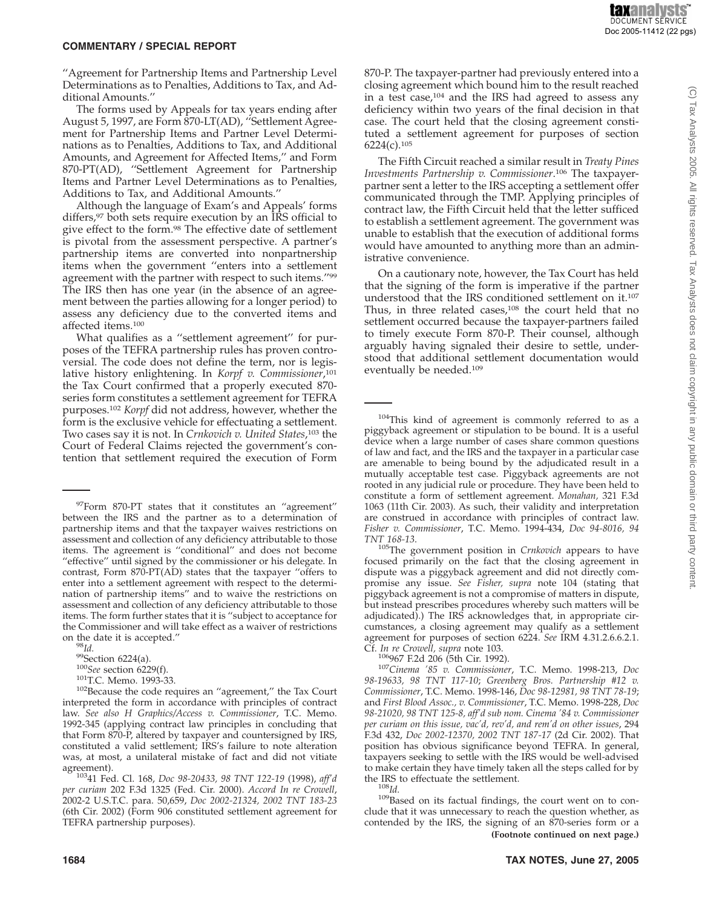"Agreement for Partnership Items and Partnership Level Determinations as to Penalties, Additions to Tax, and Additional Amounts."

The forms used by Appeals for tax years ending after August 5, 1997, are Form 870-LT(AD), "Settlement Agreement for Partnership Items and Partner Level Determinations as to Penalties, Additions to Tax, and Additional Amounts, and Agreement for Affected Items," and Form 870-PT(AD), "Settlement Agreement for Partnership Items and Partner Level Determinations as to Penalties, Additions to Tax, and Additional Amounts."

Although the language of Exam's and Appeals' forms differs,[97] both sets require execution by an IRS official to give effect to the form.[98] The effective date of settlement is pivotal from the assessment perspective. A partner's partnership items are converted into nonpartnership items when the government "enters into a settlement agreement with the partner with respect to such items."[99] The IRS then has one year (in the absence of an agreement between the parties allowing for a longer period) to assess any deficiency due to the converted items and affected items.[100]

What qualifies as a "settlement agreement" for purposes of the TEFRA partnership rules has proven controversial. The code does not define the term, nor is legislative history enlightening. In *Korpf v. Commissioner*,[101] the Tax Court confirmed that a properly executed 870-series form constitutes a settlement agreement for TEFRA purposes.[102] *Korpf* did not address, however, whether the form is the exclusive vehicle for effectuating a settlement. Two cases say it is not. In *Crnkovich v. United States*,[103] the Court of Federal Claims rejected the government's contention that settlement required the execution of Form 870-P. The taxpayer-partner had previously entered into a closing agreement which bound him to the result reached in a test case,[104] and the IRS had agreed to assess any deficiency within two years of the final decision in that case. The court held that the closing agreement constituted a settlement agreement for purposes of section 6224(c).[105]

The Fifth Circuit reached a similar result in *Treaty Pines Investments Partnership v. Commissioner*.[106] The taxpayer-partner sent a letter to the IRS accepting a settlement offer communicated through the TMP. Applying principles of contract law, the Fifth Circuit held that the letter sufficed to establish a settlement agreement. The government was unable to establish that the execution of additional forms would have amounted to anything more than an administrative convenience.

On a cautionary note, however, the Tax Court has held that the signing of the form is imperative if the partner understood that the IRS conditioned settlement on it.[107] Thus, in three related cases,[108] the court held that no settlement occurred because the taxpayer-partners failed to timely execute Form 870-P. Their counsel, although arguably having signaled their desire to settle, understood that additional settlement documentation would eventually be needed.[109]

---

[97]Form 870-PT states that it constitutes an "agreement" between the IRS and the partner as to a determination of partnership items and that the taxpayer waives restrictions on assessment and collection of any deficiency attributable to those items. The agreement is "conditional" and does not become "effective" until signed by the commissioner or his delegate. In contrast, Form 870-PT(AD) states that the taxpayer "offers to enter into a settlement agreement with respect to the determination of partnership items" and to waive the restrictions on assessment and collection of any deficiency attributable to those items. The form further states that it is "subject to acceptance for the Commissioner and will take effect as a waiver of restrictions on the date it is accepted."

[98]*Id.*

[99]Section 6224(a).

[100]*See* section 6229(f).

[101]T.C. Memo. 1993-33.

[102]Because the code requires an "agreement," the Tax Court interpreted the form in accordance with principles of contract law. *See also H Graphics/Access v. Commissioner*, T.C. Memo. 1992-345 (applying contract law principles in concluding that that Form 870-P, altered by taxpayer and countersigned by IRS, constituted a valid settlement; IRS's failure to note alteration was, at most, a unilateral mistake of fact and did not vitiate agreement).

[103]41 Fed. Cl. 168, *Doc 98-20433, 98 TNT 122-19* (1998), *aff'd per curiam* 202 F.3d 1325 (Fed. Cir. 2000). *Accord In re Crowell*, 2002-2 U.S.T.C. para. 50,659, *Doc 2002-21324, 2002 TNT 183-23* (6th Cir. 2002) (Form 906 constituted settlement agreement for TEFRA partnership purposes).

[104]This kind of agreement is commonly referred to as a piggyback agreement or stipulation to be bound. It is a useful device when a large number of cases share common questions of law and fact, and the IRS and the taxpayer in a particular case are amenable to being bound by the adjudicated result in a mutually acceptable test case. Piggyback agreements are not rooted in any judicial rule or procedure. They have been held to constitute a form of settlement agreement. *Monahan,* 321 F.3d 1063 (11th Cir. 2003). As such, their validity and interpretation are construed in accordance with principles of contract law. *Fisher v. Commissioner*, T.C. Memo. 1994-434, *Doc 94-8016, 94 TNT 168-13*.

[105]The government position in *Crnkovich* appears to have focused primarily on the fact that the closing agreement in dispute was a piggyback agreement and did not directly compromise any issue. *See Fisher, supra* note 104 (stating that piggyback agreement is not a compromise of matters in dispute, but instead prescribes procedures whereby such matters will be adjudicated).) The IRS acknowledges that, in appropriate circumstances, a closing agreement may qualify as a settlement agreement for purposes of section 6224. *See* IRM 4.31.2.6.6.2.1. Cf. *In re Crowell, supra* note 103.

[106]967 F.2d 206 (5th Cir. 1992).

[107]*Cinema '85 v. Commissioner*, T.C. Memo. 1998-213, *Doc 98-19633, 98 TNT 117-10*; *Greenberg Bros. Partnership #12 v. Commissioner*, T.C. Memo. 1998-146, *Doc 98-12981, 98 TNT 78-19*; and *First Blood Assoc., v. Commissioner*, T.C. Memo. 1998-228, *Doc 98-21020, 98 TNT 125-8, aff'd sub nom. Cinema '84 v. Commissioner per curiam on this issue, vac'd, rev'd, and rem'd on other issues*, 294 F.3d 432, *Doc 2002-12370, 2002 TNT 187-17* (2d Cir. 2002). That position has obvious significance beyond TEFRA. In general, taxpayers seeking to settle with the IRS would be well-advised to make certain they have timely taken all the steps called for by the IRS to effectuate the settlement.

[108]*Id.*

[109]Based on its factual findings, the court went on to conclude that it was unnecessary to reach the question whether, as contended by the IRS, the signing of an 870-series form or a

**(Footnote continued on next page.)**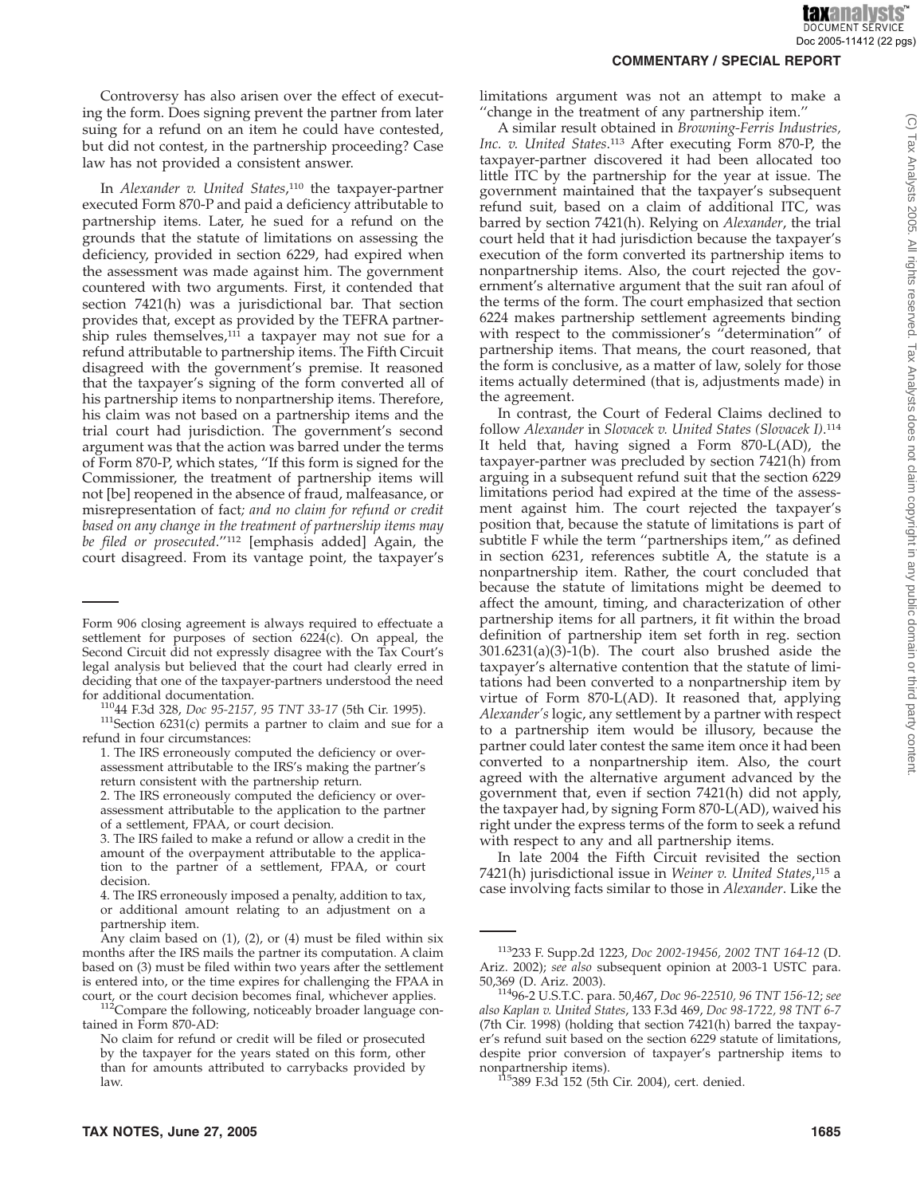Controversy has also arisen over the effect of executing the form. Does signing prevent the partner from later suing for a refund on an item he could have contested, but did not contest, in the partnership proceeding? Case law has not provided a consistent answer.

In *Alexander v. United States*,[110] the taxpayer-partner executed Form 870-P and paid a deficiency attributable to partnership items. Later, he sued for a refund on the grounds that the statute of limitations on assessing the deficiency, provided in section 6229, had expired when the assessment was made against him. The government countered with two arguments. First, it contended that section 7421(h) was a jurisdictional bar. That section provides that, except as provided by the TEFRA partnership rules themselves,[111] a taxpayer may not sue for a refund attributable to partnership items. The Fifth Circuit disagreed with the government's premise. It reasoned that the taxpayer's signing of the form converted all of his partnership items to nonpartnership items. Therefore, his claim was not based on a partnership items and the trial court had jurisdiction. The government's second argument was that the action was barred under the terms of Form 870-P, which states, "If this form is signed for the Commissioner, the treatment of partnership items will not [be] reopened in the absence of fraud, malfeasance, or misrepresentation of fact*; and no claim for refund or credit based on any change in the treatment of partnership items may be filed or prosecuted*."[112] [emphasis added] Again, the court disagreed. From its vantage point, the taxpayer's limitations argument was not an attempt to make a "change in the treatment of any partnership item."

A similar result obtained in *Browning-Ferris Industries, Inc. v. United States*.[113] After executing Form 870-P, the taxpayer-partner discovered it had been allocated too little ITC by the partnership for the year at issue. The government maintained that the taxpayer's subsequent refund suit, based on a claim of additional ITC, was barred by section 7421(h). Relying on *Alexander*, the trial court held that it had jurisdiction because the taxpayer's execution of the form converted its partnership items to nonpartnership items. Also, the court rejected the government's alternative argument that the suit ran afoul of the terms of the form. The court emphasized that section 6224 makes partnership settlement agreements binding with respect to the commissioner's "determination" of partnership items. That means, the court reasoned, that the form is conclusive, as a matter of law, solely for those items actually determined (that is, adjustments made) in the agreement.

In contrast, the Court of Federal Claims declined to follow *Alexander* in *Slovacek v. United States (Slovacek I)*.[114] It held that, having signed a Form 870-L(AD), the taxpayer-partner was precluded by section 7421(h) from arguing in a subsequent refund suit that the section 6229 limitations period had expired at the time of the assessment against him. The court rejected the taxpayer's position that, because the statute of limitations is part of subtitle F while the term "partnerships item," as defined in section 6231, references subtitle A, the statute is a nonpartnership item. Rather, the court concluded that because the statute of limitations might be deemed to affect the amount, timing, and characterization of other partnership items for all partners, it fit within the broad definition of partnership item set forth in reg. section 301.6231(a)(3)-1(b). The court also brushed aside the taxpayer's alternative contention that the statute of limitations had been converted to a nonpartnership item by virtue of Form 870-L(AD). It reasoned that, applying *Alexander's* logic, any settlement by a partner with respect to a partnership item would be illusory, because the partner could later contest the same item once it had been converted to a nonpartnership item. Also, the court agreed with the alternative argument advanced by the government that, even if section 7421(h) did not apply, the taxpayer had, by signing Form 870-L(AD), waived his right under the express terms of the form to seek a refund with respect to any and all partnership items.

In late 2004 the Fifth Circuit revisited the section 7421(h) jurisdictional issue in *Weiner v. United States*,[115] a case involving facts similar to those in *Alexander*. Like the

---

Form 906 closing agreement is always required to effectuate a settlement for purposes of section 6224(c). On appeal, the Second Circuit did not expressly disagree with the Tax Court's legal analysis but believed that the court had clearly erred in deciding that one of the taxpayer-partners understood the need for additional documentation.

[110] 44 F.3d 328, *Doc 95-2157, 95 TNT 33-17* (5th Cir. 1995).

[111] Section 6231(c) permits a partner to claim and sue for a refund in four circumstances:

1. The IRS erroneously computed the deficiency or overassessment attributable to the IRS's making the partner's return consistent with the partnership return.
2. The IRS erroneously computed the deficiency or overassessment attributable to the application to the partner of a settlement, FPAA, or court decision.
3. The IRS failed to make a refund or allow a credit in the amount of the overpayment attributable to the application to the partner of a settlement, FPAA, or court decision.
4. The IRS erroneously imposed a penalty, addition to tax, or additional amount relating to an adjustment on a partnership item.

Any claim based on (1), (2), or (4) must be filed within six months after the IRS mails the partner its computation. A claim based on (3) must be filed within two years after the settlement is entered into, or the time expires for challenging the FPAA in court, or the court decision becomes final, whichever applies.

[112] Compare the following, noticeably broader language contained in Form 870-AD:

> No claim for refund or credit will be filed or prosecuted by the taxpayer for the years stated on this form, other than for amounts attributed to carrybacks provided by law.

[113] 233 F. Supp.2d 1223, *Doc 2002-19456, 2002 TNT 164-12* (D. Ariz. 2002); *see also* subsequent opinion at 2003-1 USTC para. 50,369 (D. Ariz. 2003).

[114] 96-2 U.S.T.C. para. 50,467, *Doc 96-22510, 96 TNT 156-12*; *see also Kaplan v. United States*, 133 F.3d 469, *Doc 98-1722, 98 TNT 6-7* (7th Cir. 1998) (holding that section 7421(h) barred the taxpayer's refund suit based on the section 6229 statute of limitations, despite prior conversion of taxpayer's partnership items to nonpartnership items).

[115] 389 F.3d 152 (5th Cir. 2004), cert. denied.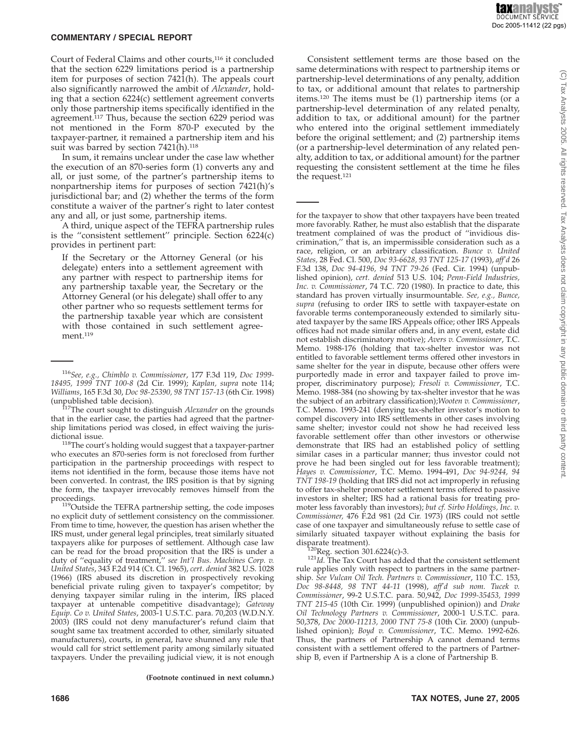Court of Federal Claims and other courts,[116] it concluded that the section 6229 limitations period is a partnership item for purposes of section 7421(h). The appeals court also significantly narrowed the ambit of *Alexander*, holding that a section 6224(c) settlement agreement converts only those partnership items specifically identified in the agreement.[117] Thus, because the section 6229 period was not mentioned in the Form 870-P executed by the taxpayer-partner, it remained a partnership item and his suit was barred by section 7421(h).[118]

In sum, it remains unclear under the case law whether the execution of an 870-series form (1) converts any and all, or just some, of the partner's partnership items to nonpartnership items for purposes of section 7421(h)'s jurisdictional bar; and (2) whether the terms of the form constitute a waiver of the partner's right to later contest any and all, or just some, partnership items.

A third, unique aspect of the TEFRA partnership rules is the "consistent settlement" principle. Section 6224(c) provides in pertinent part:

> If the Secretary or the Attorney General (or his delegate) enters into a settlement agreement with any partner with respect to partnership items for any partnership taxable year, the Secretary or the Attorney General (or his delegate) shall offer to any other partner who so requests settlement terms for the partnership taxable year which are consistent with those contained in such settlement agreement.[119]

Consistent settlement terms are those based on the same determinations with respect to partnership items or partnership-level determinations of any penalty, addition to tax, or additional amount that relates to partnership items.[120] The items must be (1) partnership items (or a partnership-level determination of any related penalty, addition to tax, or additional amount) for the partner who entered into the original settlement immediately before the original settlement; and (2) partnership items (or a partnership-level determination of any related penalty, addition to tax, or additional amount) for the partner requesting the consistent settlement at the time he files the request.[121]

---

[116] *See, e.g., Chimblo v. Commissioner*, 177 F.3d 119, *Doc 1999-18495, 1999 TNT 100-8* (2d Cir. 1999); *Kaplan, supra* note 114; *Williams*, 165 F.3d 30, *Doc 98-25390, 98 TNT 157-13* (6th Cir. 1998) (unpublished table decision).

[117] The court sought to distinguish *Alexander* on the grounds that in the earlier case, the parties had agreed that the partnership limitations period was closed, in effect waiving the jurisdictional issue.

[118] The court's holding would suggest that a taxpayer-partner who executes an 870-series form is not foreclosed from further participation in the partnership proceedings with respect to items not identified in the form, because those items have not been converted. In contrast, the IRS position is that by signing the form, the taxpayer irrevocably removes himself from the proceedings.

[119] Outside the TEFRA partnership setting, the code imposes no explicit duty of settlement consistency on the commissioner. From time to time, however, the question has arisen whether the IRS must, under general legal principles, treat similarly situated taxpayers alike for purposes of settlement. Although case law can be read for the broad proposition that the IRS is under a duty of "equality of treatment," *see Int'l Bus. Machines Corp. v. United States*, 343 F.2d 914 (Ct. Cl. 1965), *cert. denied* 382 U.S. 1028 (1966) (IRS abused its discretion in prospectively revoking beneficial private ruling given to taxpayer's competitor; by denying taxpayer similar ruling in the interim, IRS placed taxpayer at untenable competitive disadvantage); *Gateway Equip. Co v. United States*, 2003-1 U.S.T.C. para. 70,203 (W.D.N.Y. 2003) (IRS could not deny manufacturer's refund claim that sought same tax treatment accorded to other, similarly situated manufacturers), courts, in general, have shunned any rule that would call for strict settlement parity among similarly situated taxpayers. Under the prevailing judicial view, it is not enough for the taxpayer to show that other taxpayers have been treated more favorably. Rather, he must also establish that the disparate treatment complained of was the product of "invidious discrimination," that is, an impermissible consideration such as a race, religion, or an arbitrary classification. *Bunce v. United States*, 28 Fed. Cl. 500, *Doc 93-6628, 93 TNT 125-17* (1993), *aff'd* 26 F.3d 138, *Doc 94-4196, 94 TNT 79-26* (Fed. Cir. 1994) (unpublished opinion), *cert. denied* 513 U.S. 104; *Penn-Field Industries, Inc. v. Commissioner*, 74 T.C. 720 (1980). In practice to date, this standard has proven virtually insurmountable. *See, e.g., Bunce, supra* (refusing to order IRS to settle with taxpayer-estate on favorable terms contemporaneously extended to similarly situated taxpayer by the same IRS Appeals office; other IRS Appeals offices had not made similar offers and, in any event, estate did not establish discriminatory motive); *Avers v. Commissioner*, T.C. Memo. 1988-176 (holding that tax-shelter investor was not entitled to favorable settlement terms offered other investors in same shelter for the year in dispute, because other offers were purportedly made in error and taxpayer failed to prove improper, discriminatory purpose); *Fresoli v. Commissioner*, T.C. Memo. 1988-384 (no showing by tax-shelter investor that he was the subject of an arbitrary classification);*Wooten v. Commissioner*, T.C. Memo. 1993-241 (denying tax-shelter investor's motion to compel discovery into IRS settlements in other cases involving same shelter; investor could not show he had received less favorable settlement offer than other investors or otherwise demonstrate that IRS had an established policy of settling similar cases in a particular manner; thus investor could not prove he had been singled out for less favorable treatment); *Hayes v. Commissioner*, T.C. Memo. 1994-491, *Doc 94-9244, 94 TNT 198-19* (holding that IRS did not act improperly in refusing to offer tax-shelter promoter settlement terms offered to passive investors in shelter; IRS had a rational basis for treating promoter less favorably than investors); *but cf. Sirbo Holdings, Inc. v. Commissioner,* 476 F.2d 981 (2d Cir. 1973) (IRS could not settle case of one taxpayer and simultaneously refuse to settle case of similarly situated taxpayer without explaining the basis for disparate treatment).

[120] Reg. section 301.6224(c)-3.

[121] *Id.* The Tax Court has added that the consistent settlement rule applies only with respect to partners in the same partnership. *See Vulcan Oil Tech. Partners v. Commissioner*, 110 T.C. 153, *Doc 98-8448, 98 TNT 44-11* (1998), *aff'd sub nom. Tucek v. Commissioner*, 99-2 U.S.T.C. para. 50,942, *Doc 1999-35453, 1999 TNT 215-45* (10th Cir. 1999) (unpublished opinion)) and *Drake Oil Technology Partners v. Commissioner*, 2000-1 U.S.T.C. para. 50,378, *Doc 2000-11213, 2000 TNT 75-8* (10th Cir. 2000) (unpublished opinion); *Boyd v. Commissioner*, T.C. Memo. 1992-626. Thus, the partners of Partnership A cannot demand terms consistent with a settlement offered to the partners of Partnership B, even if Partnership A is a clone of Partnership B.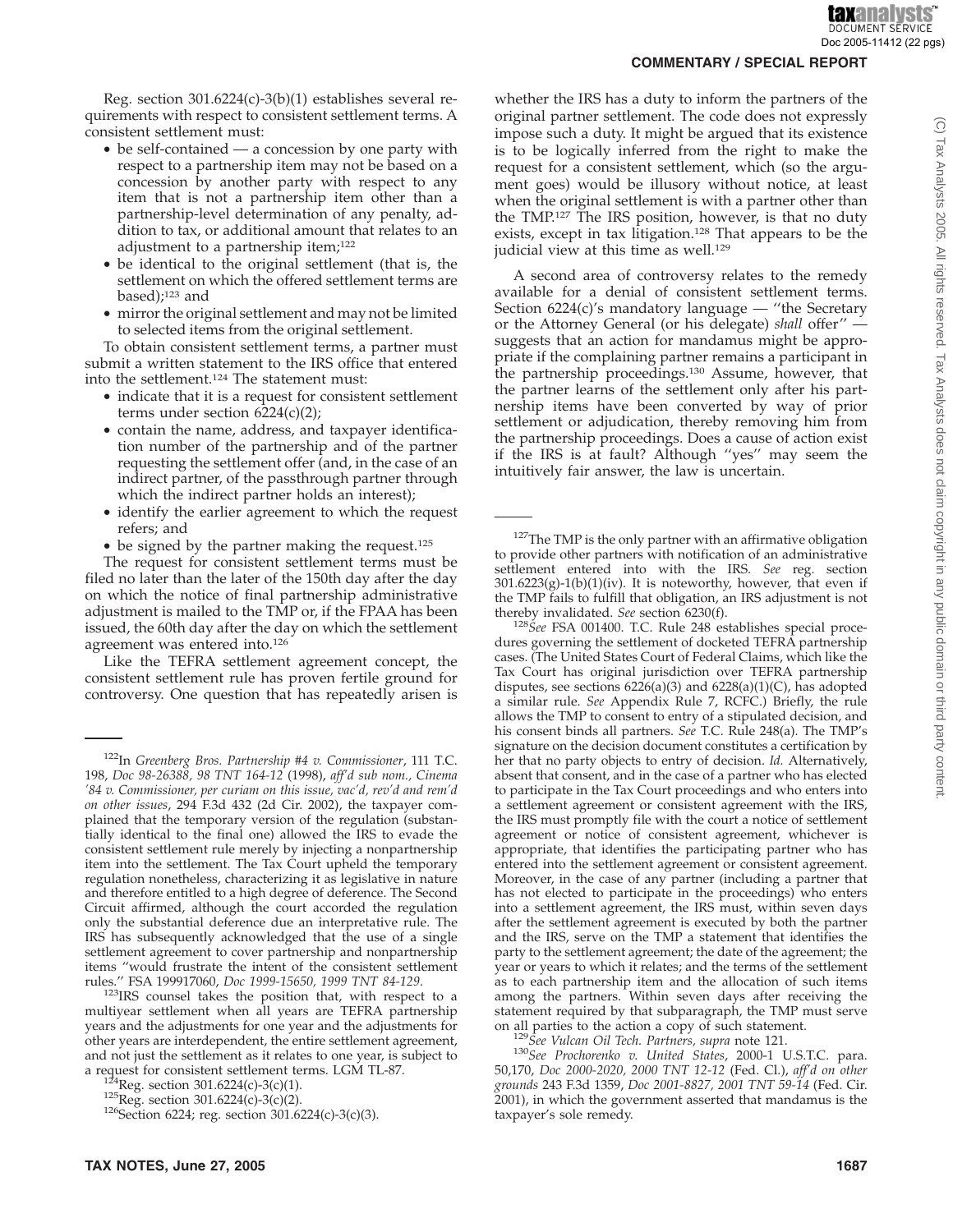Reg. section 301.6224(c)-3(b)(1) establishes several requirements with respect to consistent settlement terms. A consistent settlement must:

- be self-contained — a concession by one party with respect to a partnership item may not be based on a concession by another party with respect to any item that is not a partnership item other than a partnership-level determination of any penalty, addition to tax, or additional amount that relates to an adjustment to a partnership item;[122]
- be identical to the original settlement (that is, the settlement on which the offered settlement terms are based);[123] and
- mirror the original settlement and may not be limited to selected items from the original settlement.

To obtain consistent settlement terms, a partner must submit a written statement to the IRS office that entered into the settlement.[124] The statement must:

- indicate that it is a request for consistent settlement terms under section 6224(c)(2);
- contain the name, address, and taxpayer identification number of the partnership and of the partner requesting the settlement offer (and, in the case of an indirect partner, of the passthrough partner through which the indirect partner holds an interest);
- identify the earlier agreement to which the request refers; and
- be signed by the partner making the request.[125]

The request for consistent settlement terms must be filed no later than the later of the 150th day after the day on which the notice of final partnership administrative adjustment is mailed to the TMP or, if the FPAA has been issued, the 60th day after the day on which the settlement agreement was entered into.[126]

Like the TEFRA settlement agreement concept, the consistent settlement rule has proven fertile ground for controversy. One question that has repeatedly arisen is whether the IRS has a duty to inform the partners of the original partner settlement. The code does not expressly impose such a duty. It might be argued that its existence is to be logically inferred from the right to make the request for a consistent settlement, which (so the argument goes) would be illusory without notice, at least when the original settlement is with a partner other than the TMP.[127] The IRS position, however, is that no duty exists, except in tax litigation.[128] That appears to be the judicial view at this time as well.[129]

A second area of controversy relates to the remedy available for a denial of consistent settlement terms. Section 6224(c)'s mandatory language — ''the Secretary or the Attorney General (or his delegate) *shall* offer'' — suggests that an action for mandamus might be appropriate if the complaining partner remains a participant in the partnership proceedings.[130] Assume, however, that the partner learns of the settlement only after his partnership items have been converted by way of prior settlement or adjudication, thereby removing him from the partnership proceedings. Does a cause of action exist if the IRS is at fault? Although ''yes'' may seem the intuitively fair answer, the law is uncertain.

---

[122]In *Greenberg Bros. Partnership #4 v. Commissioner*, 111 T.C. 198, *Doc 98-26388, 98 TNT 164-12* (1998), *aff'd sub nom., Cinema '84 v. Commissioner, per curiam on this issue, vac'd, rev'd and rem'd on other issues*, 294 F.3d 432 (2d Cir. 2002), the taxpayer complained that the temporary version of the regulation (substantially identical to the final one) allowed the IRS to evade the consistent settlement rule merely by injecting a nonpartnership item into the settlement. The Tax Court upheld the temporary regulation nonetheless, characterizing it as legislative in nature and therefore entitled to a high degree of deference. The Second Circuit affirmed, although the court accorded the regulation only the substantial deference due an interpretative rule. The IRS has subsequently acknowledged that the use of a single settlement agreement to cover partnership and nonpartnership items ''would frustrate the intent of the consistent settlement rules.'' FSA 199917060, *Doc 1999-15650, 1999 TNT 84-129*.

[123]IRS counsel takes the position that, with respect to a multiyear settlement when all years are TEFRA partnership years and the adjustments for one year and the adjustments for other years are interdependent, the entire settlement agreement, and not just the settlement as it relates to one year, is subject to a request for consistent settlement terms. LGM TL-87.

[124]Reg. section 301.6224(c)-3(c)(1).

[125]Reg. section 301.6224(c)-3(c)(2).

[126]Section 6224; reg. section 301.6224(c)-3(c)(3).

[127]The TMP is the only partner with an affirmative obligation to provide other partners with notification of an administrative settlement entered into with the IRS. *See* reg. section 301.6223(g)-1(b)(1)(iv). It is noteworthy, however, that even if the TMP fails to fulfill that obligation, an IRS adjustment is not thereby invalidated. *See* section 6230(f).

[128]*See* FSA 001400. T.C. Rule 248 establishes special procedures governing the settlement of docketed TEFRA partnership cases. (The United States Court of Federal Claims, which like the Tax Court has original jurisdiction over TEFRA partnership disputes, see sections 6226(a)(3) and 6228(a)(1)(C), has adopted a similar rule. *See* Appendix Rule 7, RCFC.) Briefly, the rule allows the TMP to consent to entry of a stipulated decision, and his consent binds all partners. *See* T.C. Rule 248(a). The TMP's signature on the decision document constitutes a certification by her that no party objects to entry of decision. *Id.* Alternatively, absent that consent, and in the case of a partner who has elected to participate in the Tax Court proceedings and who enters into a settlement agreement or consistent agreement with the IRS, the IRS must promptly file with the court a notice of settlement agreement or notice of consistent agreement, whichever is appropriate, that identifies the participating partner who has entered into the settlement agreement or consistent agreement. Moreover, in the case of any partner (including a partner that has not elected to participate in the proceedings) who enters into a settlement agreement, the IRS must, within seven days after the settlement agreement is executed by both the partner and the IRS, serve on the TMP a statement that identifies the party to the settlement agreement; the date of the agreement; the year or years to which it relates; and the terms of the settlement as to each partnership item and the allocation of such items among the partners. Within seven days after receiving the statement required by that subparagraph, the TMP must serve on all parties to the action a copy of such statement.

[129]*See Vulcan Oil Tech. Partners, supra* note 121.

[130]*See Prochorenko v. United States*, 2000-1 U.S.T.C. para. 50,170, *Doc 2000-2020, 2000 TNT 12-12* (Fed. Cl.), *aff'd on other grounds* 243 F.3d 1359, *Doc 2001-8827, 2001 TNT 59-14* (Fed. Cir. 2001), in which the government asserted that mandamus is the taxpayer's sole remedy.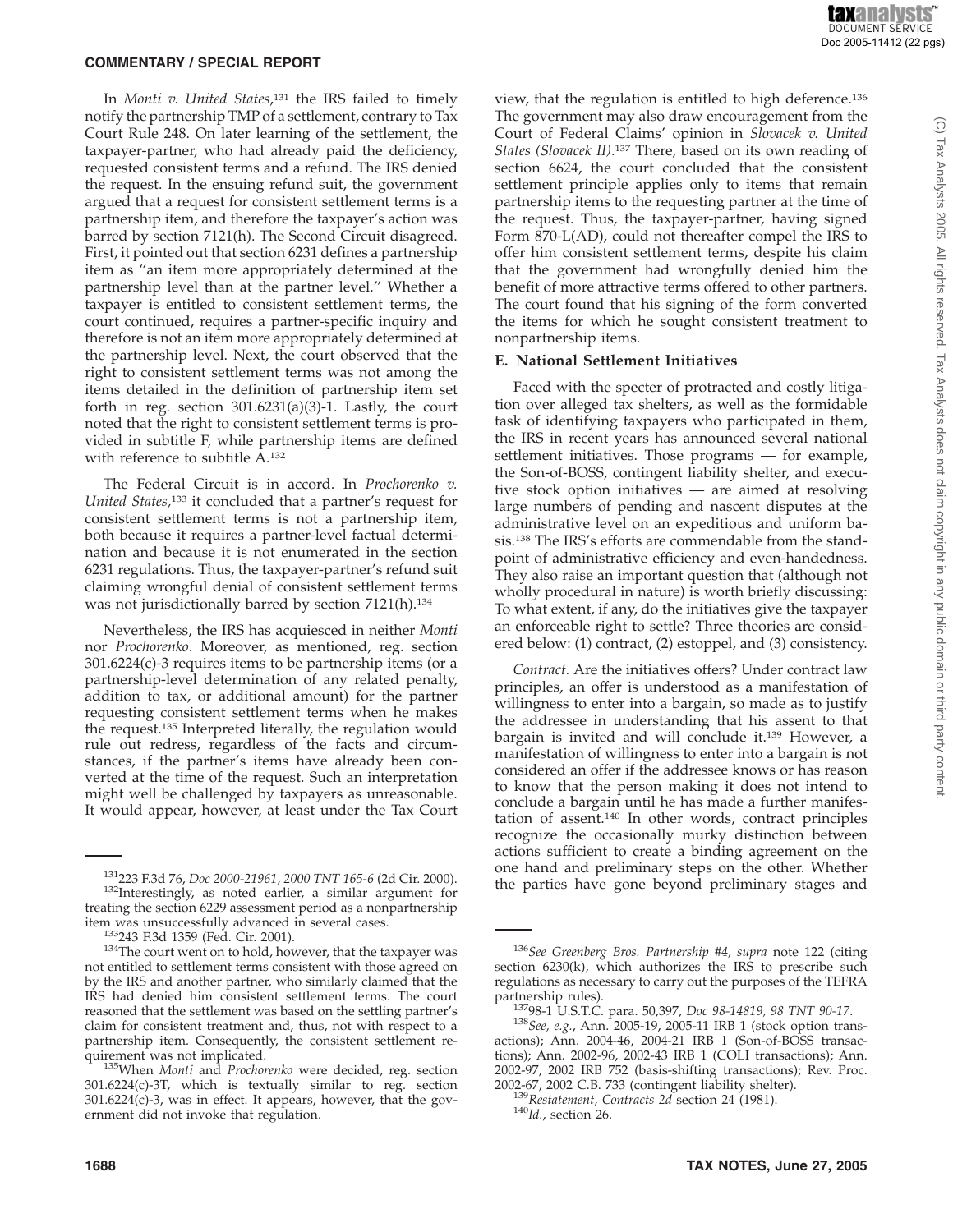In *Monti v. United States*,[131] the IRS failed to timely notify the partnership TMP of a settlement, contrary to Tax Court Rule 248. On later learning of the settlement, the taxpayer-partner, who had already paid the deficiency, requested consistent terms and a refund. The IRS denied the request. In the ensuing refund suit, the government argued that a request for consistent settlement terms is a partnership item, and therefore the taxpayer's action was barred by section 7121(h). The Second Circuit disagreed. First, it pointed out that section 6231 defines a partnership item as "an item more appropriately determined at the partnership level than at the partner level." Whether a taxpayer is entitled to consistent settlement terms, the court continued, requires a partner-specific inquiry and therefore is not an item more appropriately determined at the partnership level. Next, the court observed that the right to consistent settlement terms was not among the items detailed in the definition of partnership item set forth in reg. section 301.6231(a)(3)-1. Lastly, the court noted that the right to consistent settlement terms is provided in subtitle F, while partnership items are defined with reference to subtitle A.[132]

The Federal Circuit is in accord. In *Prochorenko v. United States*,[133] it concluded that a partner's request for consistent settlement terms is not a partnership item, both because it requires a partner-level factual determination and because it is not enumerated in the section 6231 regulations. Thus, the taxpayer-partner's refund suit claiming wrongful denial of consistent settlement terms was not jurisdictionally barred by section 7121(h).[134]

Nevertheless, the IRS has acquiesced in neither *Monti* nor *Prochorenko*. Moreover, as mentioned, reg. section 301.6224(c)-3 requires items to be partnership items (or a partnership-level determination of any related penalty, addition to tax, or additional amount) for the partner requesting consistent settlement terms when he makes the request.[135] Interpreted literally, the regulation would rule out redress, regardless of the facts and circumstances, if the partner's items have already been converted at the time of the request. Such an interpretation might well be challenged by taxpayers as unreasonable. It would appear, however, at least under the Tax Court view, that the regulation is entitled to high deference.[136] The government may also draw encouragement from the Court of Federal Claims' opinion in *Slovacek v. United States (Slovacek II)*.[137] There, based on its own reading of section 6624, the court concluded that the consistent settlement principle applies only to items that remain partnership items to the requesting partner at the time of the request. Thus, the taxpayer-partner, having signed Form 870-L(AD), could not thereafter compel the IRS to offer him consistent settlement terms, despite his claim that the government had wrongfully denied him the benefit of more attractive terms offered to other partners. The court found that his signing of the form converted the items for which he sought consistent treatment to nonpartnership items.

### E. National Settlement Initiatives

Faced with the specter of protracted and costly litigation over alleged tax shelters, as well as the formidable task of identifying taxpayers who participated in them, the IRS in recent years has announced several national settlement initiatives. Those programs — for example, the Son-of-BOSS, contingent liability shelter, and executive stock option initiatives — are aimed at resolving large numbers of pending and nascent disputes at the administrative level on an expeditious and uniform basis.[138] The IRS's efforts are commendable from the standpoint of administrative efficiency and even-handedness. They also raise an important question that (although not wholly procedural in nature) is worth briefly discussing: To what extent, if any, do the initiatives give the taxpayer an enforceable right to settle? Three theories are considered below: (1) contract, (2) estoppel, and (3) consistency.

*Contract*. Are the initiatives offers? Under contract law principles, an offer is understood as a manifestation of willingness to enter into a bargain, so made as to justify the addressee in understanding that his assent to that bargain is invited and will conclude it.[139] However, a manifestation of willingness to enter into a bargain is not considered an offer if the addressee knows or has reason to know that the person making it does not intend to conclude a bargain until he has made a further manifestation of assent.[140] In other words, contract principles recognize the occasionally murky distinction between actions sufficient to create a binding agreement on the one hand and preliminary steps on the other. Whether the parties have gone beyond preliminary stages and

---

[131]223 F.3d 76, *Doc 2000-21961, 2000 TNT 165-6* (2d Cir. 2000).

[132]Interestingly, as noted earlier, a similar argument for treating the section 6229 assessment period as a nonpartnership item was unsuccessfully advanced in several cases.

[133]243 F.3d 1359 (Fed. Cir. 2001).

[134]The court went on to hold, however, that the taxpayer was not entitled to settlement terms consistent with those agreed on by the IRS and another partner, who similarly claimed that the IRS had denied him consistent settlement terms. The court reasoned that the settlement was based on the settling partner's claim for consistent treatment and, thus, not with respect to a partnership item. Consequently, the consistent settlement requirement was not implicated.

[135]When *Monti* and *Prochorenko* were decided, reg. section 301.6224(c)-3T, which is textually similar to reg. section 301.6224(c)-3, was in effect. It appears, however, that the government did not invoke that regulation.

[136]*See Greenberg Bros. Partnership #4, supra* note 122 (citing section 6230(k), which authorizes the IRS to prescribe such regulations as necessary to carry out the purposes of the TEFRA partnership rules).

[137]98-1 U.S.T.C. para. 50,397, *Doc 98-14819, 98 TNT 90-17*.

[138]*See, e.g.*, Ann. 2005-19, 2005-11 IRB 1 (stock option transactions); Ann. 2004-46, 2004-21 IRB 1 (Son-of-BOSS transactions); Ann. 2002-96, 2002-43 IRB 1 (COLI transactions); Ann. 2002-97, 2002 IRB 752 (basis-shifting transactions); Rev. Proc. 2002-67, 2002 C.B. 733 (contingent liability shelter).

[139]*Restatement, Contracts 2d* section 24 (1981).

[140]*Id.*, section 26.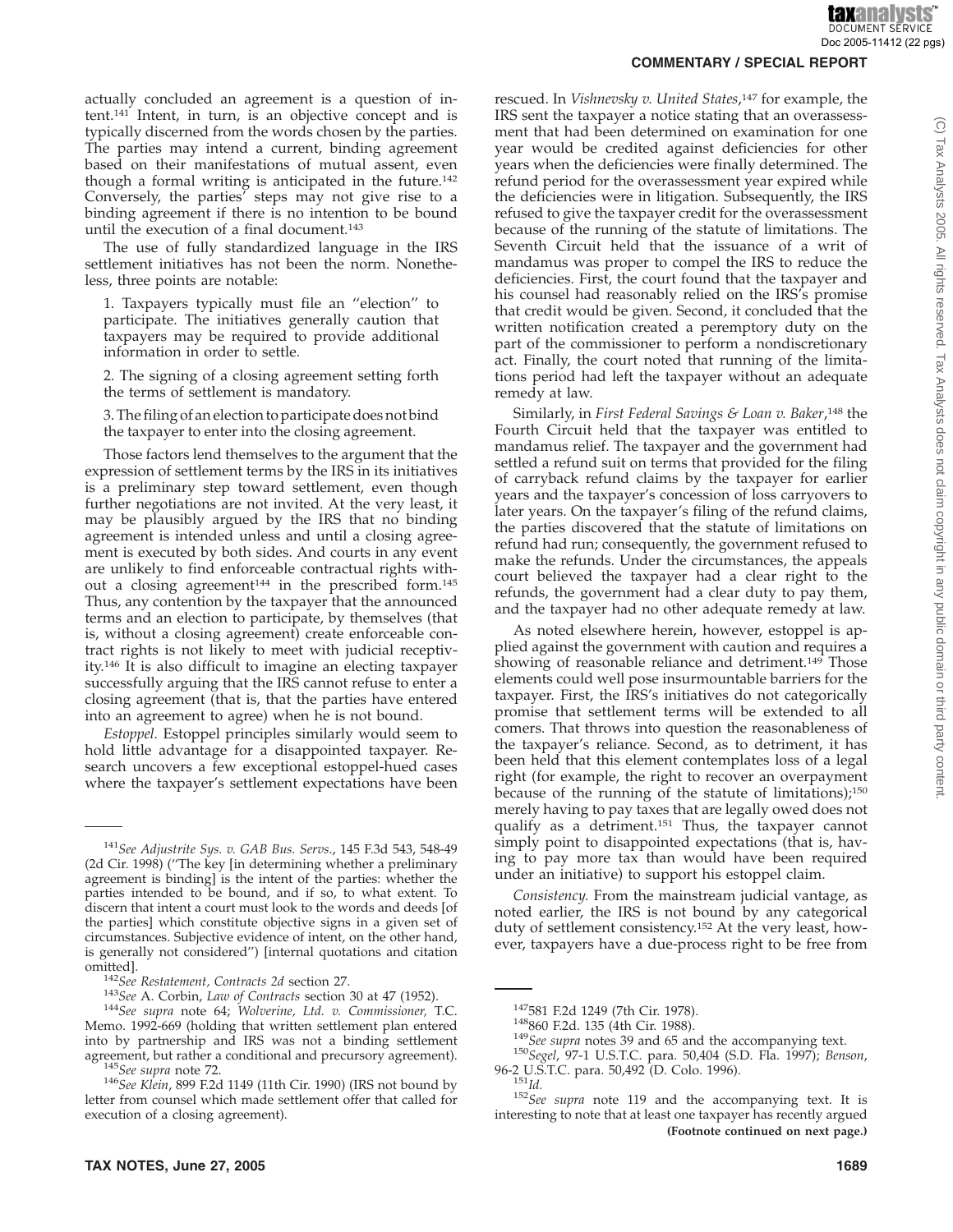actually concluded an agreement is a question of intent.[141] Intent, in turn, is an objective concept and is typically discerned from the words chosen by the parties. The parties may intend a current, binding agreement based on their manifestations of mutual assent, even though a formal writing is anticipated in the future.[142] Conversely, the parties' steps may not give rise to a binding agreement if there is no intention to be bound until the execution of a final document.[143]

The use of fully standardized language in the IRS settlement initiatives has not been the norm. Nonetheless, three points are notable:

1. Taxpayers typically must file an "election" to participate. The initiatives generally caution that taxpayers may be required to provide additional information in order to settle.

2. The signing of a closing agreement setting forth the terms of settlement is mandatory.

3. The filing of an election to participate does not bind the taxpayer to enter into the closing agreement.

Those factors lend themselves to the argument that the expression of settlement terms by the IRS in its initiatives is a preliminary step toward settlement, even though further negotiations are not invited. At the very least, it may be plausibly argued by the IRS that no binding agreement is intended unless and until a closing agreement is executed by both sides. And courts in any event are unlikely to find enforceable contractual rights without a closing agreement[144] in the prescribed form.[145] Thus, any contention by the taxpayer that the announced terms and an election to participate, by themselves (that is, without a closing agreement) create enforceable contract rights is not likely to meet with judicial receptivity.[146] It is also difficult to imagine an electing taxpayer successfully arguing that the IRS cannot refuse to enter a closing agreement (that is, that the parties have entered into an agreement to agree) when he is not bound.

*Estoppel.* Estoppel principles similarly would seem to hold little advantage for a disappointed taxpayer. Research uncovers a few exceptional estoppel-hued cases where the taxpayer's settlement expectations have been rescued. In *Vishnevsky v. United States*,[147] for example, the IRS sent the taxpayer a notice stating that an overassessment that had been determined on examination for one year would be credited against deficiencies for other years when the deficiencies were finally determined. The refund period for the overassessment year expired while the deficiencies were in litigation. Subsequently, the IRS refused to give the taxpayer credit for the overassessment because of the running of the statute of limitations. The Seventh Circuit held that the issuance of a writ of mandamus was proper to compel the IRS to reduce the deficiencies. First, the court found that the taxpayer and his counsel had reasonably relied on the IRS's promise that credit would be given. Second, it concluded that the written notification created a peremptory duty on the part of the commissioner to perform a nondiscretionary act. Finally, the court noted that running of the limitations period had left the taxpayer without an adequate remedy at law.

Similarly, in *First Federal Savings & Loan v. Baker*,[148] the Fourth Circuit held that the taxpayer was entitled to mandamus relief. The taxpayer and the government had settled a refund suit on terms that provided for the filing of carryback refund claims by the taxpayer for earlier years and the taxpayer's concession of loss carryovers to later years. On the taxpayer's filing of the refund claims, the parties discovered that the statute of limitations on refund had run; consequently, the government refused to make the refunds. Under the circumstances, the appeals court believed the taxpayer had a clear right to the refunds, the government had a clear duty to pay them, and the taxpayer had no other adequate remedy at law.

As noted elsewhere herein, however, estoppel is applied against the government with caution and requires a showing of reasonable reliance and detriment.[149] Those elements could well pose insurmountable barriers for the taxpayer. First, the IRS's initiatives do not categorically promise that settlement terms will be extended to all comers. That throws into question the reasonableness of the taxpayer's reliance. Second, as to detriment, it has been held that this element contemplates loss of a legal right (for example, the right to recover an overpayment because of the running of the statute of limitations);[150] merely having to pay taxes that are legally owed does not qualify as a detriment.[151] Thus, the taxpayer cannot simply point to disappointed expectations (that is, having to pay more tax than would have been required under an initiative) to support his estoppel claim.

*Consistency.* From the mainstream judicial vantage, as noted earlier, the IRS is not bound by any categorical duty of settlement consistency.[152] At the very least, however, taxpayers have a due-process right to be free from

---

[141] *See Adjustrite Sys. v. GAB Bus. Servs.*, 145 F.3d 543, 548-49 (2d Cir. 1998) ("The key [in determining whether a preliminary agreement is binding] is the intent of the parties: whether the parties intended to be bound, and if so, to what extent. To discern that intent a court must look to the words and deeds [of the parties] which constitute objective signs in a given set of circumstances. Subjective evidence of intent, on the other hand, is generally not considered") [internal quotations and citation omitted].

[142] *See Restatement, Contracts 2d* section 27.

[143] *See* A. Corbin, *Law of Contracts* section 30 at 47 (1952).

[144] *See supra* note 64; *Wolverine, Ltd. v. Commissioner,* T.C. Memo. 1992-669 (holding that written settlement plan entered into by partnership and IRS was not a binding settlement agreement, but rather a conditional and precursory agreement).

[145] *See supra* note 72.

[146] *See Klein*, 899 F.2d 1149 (11th Cir. 1990) (IRS not bound by letter from counsel which made settlement offer that called for execution of a closing agreement).

[147] 581 F.2d 1249 (7th Cir. 1978).

[148] 860 F.2d. 135 (4th Cir. 1988).

[149] *See supra* notes 39 and 65 and the accompanying text.

[150] *Segel*, 97-1 U.S.T.C. para. 50,404 (S.D. Fla. 1997); *Benson*, 96-2 U.S.T.C. para. 50,492 (D. Colo. 1996).

[151] *Id.*

[152] *See supra* note 119 and the accompanying text. It is interesting to note that at least one taxpayer has recently argued **(Footnote continued on next page.)**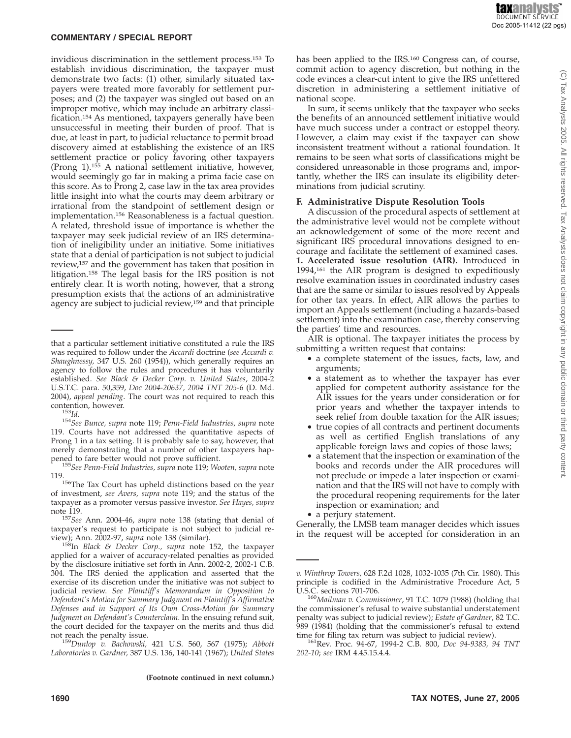invidious discrimination in the settlement process.[153] To establish invidious discrimination, the taxpayer must demonstrate two facts: (1) other, similarly situated taxpayers were treated more favorably for settlement purposes; and (2) the taxpayer was singled out based on an improper motive, which may include an arbitrary classification.[154] As mentioned, taxpayers generally have been unsuccessful in meeting their burden of proof. That is due, at least in part, to judicial reluctance to permit broad discovery aimed at establishing the existence of an IRS settlement practice or policy favoring other taxpayers (Prong 1).[155] A national settlement initiative, however, would seemingly go far in making a prima facie case on this score. As to Prong 2, case law in the tax area provides little insight into what the courts may deem arbitrary or irrational from the standpoint of settlement design or implementation.[156] Reasonableness is a factual question. A related, threshold issue of importance is whether the taxpayer may seek judicial review of an IRS determination of ineligibility under an initiative. Some initiatives state that a denial of participation is not subject to judicial review,[157] and the government has taken that position in litigation.[158] The legal basis for the IRS position is not entirely clear. It is worth noting, however, that a strong presumption exists that the actions of an administrative agency are subject to judicial review,[159] and that principle has been applied to the IRS.[160] Congress can, of course, commit action to agency discretion, but nothing in the code evinces a clear-cut intent to give the IRS unfettered discretion in administering a settlement initiative of national scope.

In sum, it seems unlikely that the taxpayer who seeks the benefits of an announced settlement initiative would have much success under a contract or estoppel theory. However, a claim may exist if the taxpayer can show inconsistent treatment without a rational foundation. It remains to be seen what sorts of classifications might be considered unreasonable in those programs and, importantly, whether the IRS can insulate its eligibility determinations from judicial scrutiny.

### F. Administrative Dispute Resolution Tools

A discussion of the procedural aspects of settlement at the administrative level would not be complete without an acknowledgement of some of the more recent and significant IRS procedural innovations designed to encourage and facilitate the settlement of examined cases.

**1. Accelerated issue resolution (AIR).** Introduced in 1994,[161] the AIR program is designed to expeditiously resolve examination issues in coordinated industry cases that are the same or similar to issues resolved by Appeals for other tax years. In effect, AIR allows the parties to import an Appeals settlement (including a hazards-based settlement) into the examination case, thereby conserving the parties' time and resources.

AIR is optional. The taxpayer initiates the process by submitting a written request that contains:

- a complete statement of the issues, facts, law, and arguments;
- a statement as to whether the taxpayer has ever applied for competent authority assistance for the AIR issues for the years under consideration or for prior years and whether the taxpayer intends to seek relief from double taxation for the AIR issues;
- true copies of all contracts and pertinent documents as well as certified English translations of any applicable foreign laws and copies of those laws;
- a statement that the inspection or examination of the books and records under the AIR procedures will not preclude or impede a later inspection or examination and that the IRS will not have to comply with the procedural reopening requirements for the later inspection or examination; and
- a perjury statement.

Generally, the LMSB team manager decides which issues in the request will be accepted for consideration in an

---

that a particular settlement initiative constituted a rule the IRS was required to follow under the *Accardi* doctrine (*see Accardi v. Shaughnessy,* 347 U.S. 260 (1954)), which generally requires an agency to follow the rules and procedures it has voluntarily established. *See Black & Decker Corp. v. United States*, 2004-2 U.S.T.C. para. 50,359, *Doc 2004-20637, 2004 TNT 205-6* (D. Md. 2004), *appeal pending*. The court was not required to reach this contention, however.

[153] *Id.*

[154] *See Bunce, supra* note 119; *Penn-Field Industries, supra* note 119. Courts have not addressed the quantitative aspects of Prong 1 in a tax setting. It is probably safe to say, however, that merely demonstrating that a number of other taxpayers happened to fare better would not prove sufficient.

[155] *See Penn-Field Industries, supra* note 119; *Wooten, supra* note 119.

[156] The Tax Court has upheld distinctions based on the year of investment, *see Avers, supra* note 119; and the status of the taxpayer as a promoter versus passive investor. *See Hayes, supra* note 119.

[157] *See* Ann. 2004-46, *supra* note 138 (stating that denial of taxpayer's request to participate is not subject to judicial review); Ann. 2002-97, *supra* note 138 (similar).

[158] In *Black & Decker Corp., supra* note 152, the taxpayer applied for a waiver of accuracy-related penalties as provided by the disclosure initiative set forth in Ann. 2002-2, 2002-1 C.B. 304. The IRS denied the application and asserted that the exercise of its discretion under the initiative was not subject to judicial review. *See Plaintiff's Memorandum in Opposition to Defendant's Motion for Summary Judgment on Plaintiff's Affirmative Defenses and in Support of Its Own Cross-Motion for Summary Judgment on Defendant's Counterclaim*. In the ensuing refund suit, the court decided for the taxpayer on the merits and thus did not reach the penalty issue.

[159] *Dunlop v. Bachowski,* 421 U.S. 560, 567 (1975); *Abbott Laboratories v. Gardner,* 387 U.S. 136, 140-141 (1967); *United States v. Winthrop Towers,* 628 F.2d 1028, 1032-1035 (7th Cir. 1980). This principle is codified in the Administrative Procedure Act, 5 U.S.C. sections 701-706.

[160] *Mailman v. Commissioner*, 91 T.C. 1079 (1988) (holding that the commissioner's refusal to waive substantial understatement penalty was subject to judicial review); *Estate of Gardner*, 82 T.C. 989 (1984) (holding that the commissioner's refusal to extend time for filing tax return was subject to judicial review).

[161] Rev. Proc. 94-67, 1994-2 C.B. 800, *Doc 94-9383, 94 TNT 202-10*; *see* IRM 4.45.15.4.4.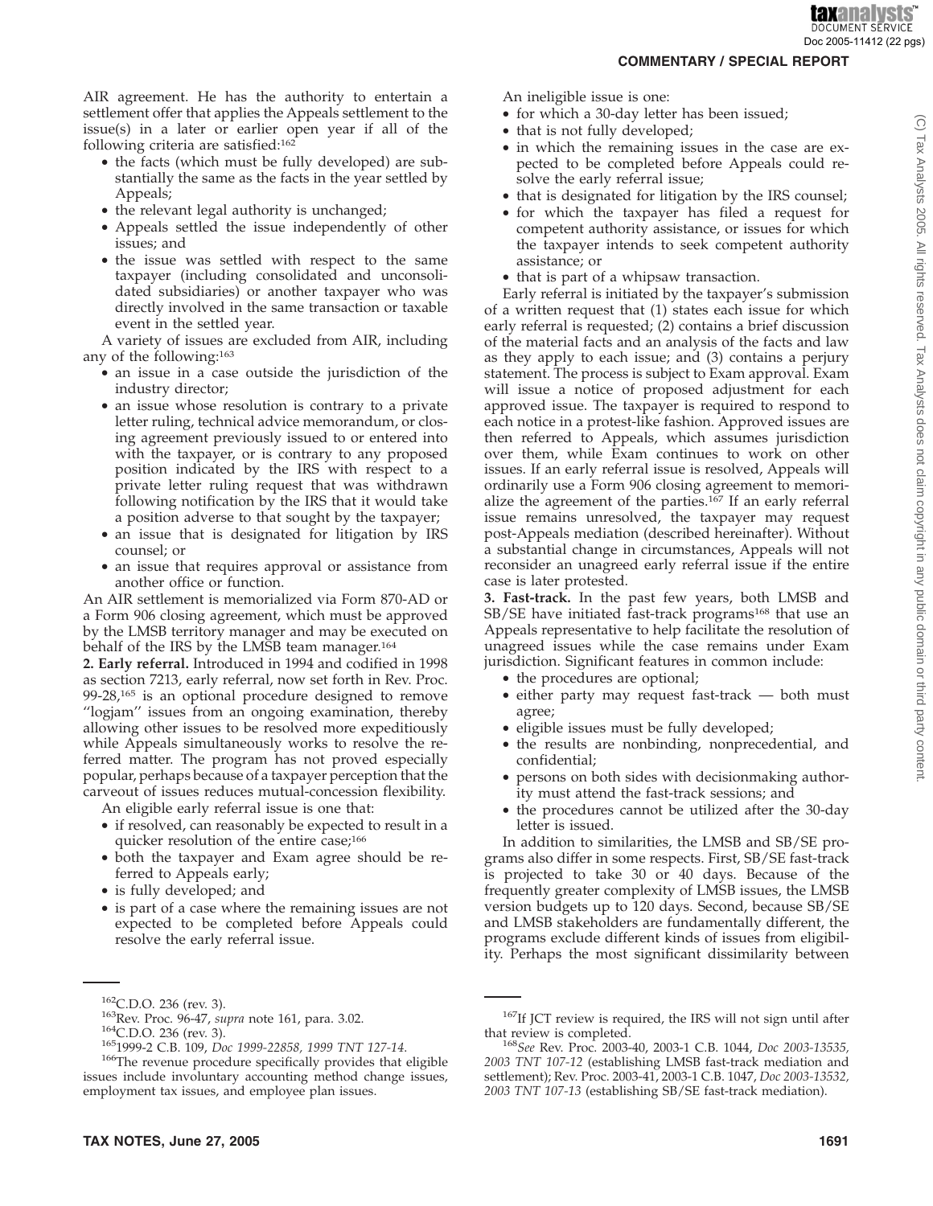AIR agreement. He has the authority to entertain a settlement offer that applies the Appeals settlement to the issue(s) in a later or earlier open year if all of the following criteria are satisfied:[162]

- the facts (which must be fully developed) are substantially the same as the facts in the year settled by Appeals;
- the relevant legal authority is unchanged;
- Appeals settled the issue independently of other issues; and
- the issue was settled with respect to the same taxpayer (including consolidated and unconsolidated subsidiaries) or another taxpayer who was directly involved in the same transaction or taxable event in the settled year.

A variety of issues are excluded from AIR, including any of the following:[163]

- an issue in a case outside the jurisdiction of the industry director;
- an issue whose resolution is contrary to a private letter ruling, technical advice memorandum, or closing agreement previously issued to or entered into with the taxpayer, or is contrary to any proposed position indicated by the IRS with respect to a private letter ruling request that was withdrawn following notification by the IRS that it would take a position adverse to that sought by the taxpayer;
- an issue that is designated for litigation by IRS counsel; or
- an issue that requires approval or assistance from another office or function.

An AIR settlement is memorialized via Form 870-AD or a Form 906 closing agreement, which must be approved by the LMSB territory manager and may be executed on behalf of the IRS by the LMSB team manager.[164]

**2. Early referral.** Introduced in 1994 and codified in 1998 as section 7213, early referral, now set forth in Rev. Proc. 99-28,[165] is an optional procedure designed to remove ''logjam'' issues from an ongoing examination, thereby allowing other issues to be resolved more expeditiously while Appeals simultaneously works to resolve the referred matter. The program has not proved especially popular, perhaps because of a taxpayer perception that the carveout of issues reduces mutual-concession flexibility.

An eligible early referral issue is one that:

- if resolved, can reasonably be expected to result in a quicker resolution of the entire case;[166]
- both the taxpayer and Exam agree should be referred to Appeals early;
- is fully developed; and
- is part of a case where the remaining issues are not expected to be completed before Appeals could resolve the early referral issue.

An ineligible issue is one:

- for which a 30-day letter has been issued;
- that is not fully developed;
- in which the remaining issues in the case are expected to be completed before Appeals could resolve the early referral issue;
- that is designated for litigation by the IRS counsel;
- for which the taxpayer has filed a request for competent authority assistance, or issues for which the taxpayer intends to seek competent authority assistance; or
- that is part of a whipsaw transaction.

Early referral is initiated by the taxpayer's submission of a written request that (1) states each issue for which early referral is requested; (2) contains a brief discussion of the material facts and an analysis of the facts and law as they apply to each issue; and (3) contains a perjury statement. The process is subject to Exam approval. Exam will issue a notice of proposed adjustment for each approved issue. The taxpayer is required to respond to each notice in a protest-like fashion. Approved issues are then referred to Appeals, which assumes jurisdiction over them, while Exam continues to work on other issues. If an early referral issue is resolved, Appeals will ordinarily use a Form 906 closing agreement to memorialize the agreement of the parties.[167] If an early referral issue remains unresolved, the taxpayer may request post-Appeals mediation (described hereinafter). Without a substantial change in circumstances, Appeals will not reconsider an unagreed early referral issue if the entire case is later protested.

**3. Fast-track.** In the past few years, both LMSB and SB/SE have initiated fast-track programs[168] that use an Appeals representative to help facilitate the resolution of unagreed issues while the case remains under Exam jurisdiction. Significant features in common include:

- the procedures are optional;
- either party may request fast-track — both must agree;
- eligible issues must be fully developed;
- the results are nonbinding, nonprecedential, and confidential;
- persons on both sides with decisionmaking authority must attend the fast-track sessions; and
- the procedures cannot be utilized after the 30-day letter is issued.

In addition to similarities, the LMSB and SB/SE programs also differ in some respects. First, SB/SE fast-track is projected to take 30 or 40 days. Because of the frequently greater complexity of LMSB issues, the LMSB version budgets up to 120 days. Second, because SB/SE and LMSB stakeholders are fundamentally different, the programs exclude different kinds of issues from eligibility. Perhaps the most significant dissimilarity between

---

[162] C.D.O. 236 (rev. 3).

[163] Rev. Proc. 96-47, *supra* note 161, para. 3.02.

[164] C.D.O. 236 (rev. 3).

[165] 1999-2 C.B. 109, *Doc 1999-22858, 1999 TNT 127-14*.

[166] The revenue procedure specifically provides that eligible issues include involuntary accounting method change issues, employment tax issues, and employee plan issues.

[167] If JCT review is required, the IRS will not sign until after that review is completed.

[168] *See* Rev. Proc. 2003-40, 2003-1 C.B. 1044, *Doc 2003-13535, 2003 TNT 107-12* (establishing LMSB fast-track mediation and settlement); Rev. Proc. 2003-41, 2003-1 C.B. 1047, *Doc 2003-13532, 2003 TNT 107-13* (establishing SB/SE fast-track mediation).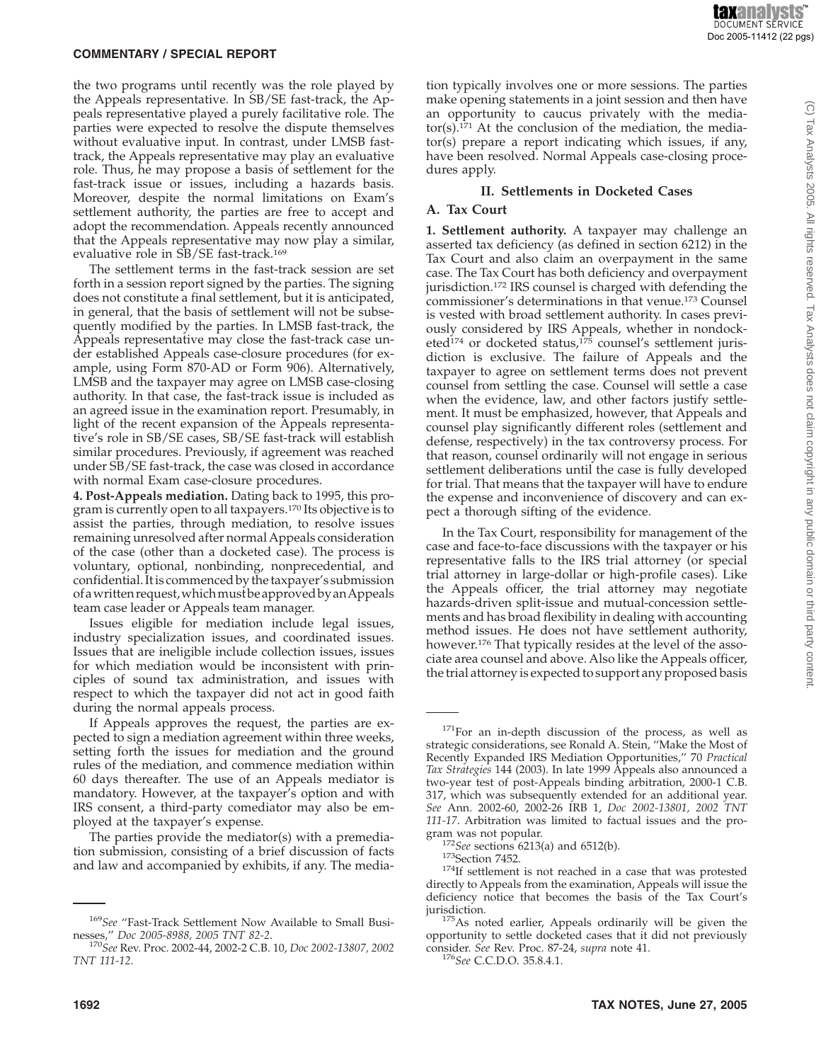the two programs until recently was the role played by the Appeals representative. In SB/SE fast-track, the Appeals representative played a purely facilitative role. The parties were expected to resolve the dispute themselves without evaluative input. In contrast, under LMSB fast-track, the Appeals representative may play an evaluative role. Thus, he may propose a basis of settlement for the fast-track issue or issues, including a hazards basis. Moreover, despite the normal limitations on Exam's settlement authority, the parties are free to accept and adopt the recommendation. Appeals recently announced that the Appeals representative may now play a similar, evaluative role in SB/SE fast-track.[169]

The settlement terms in the fast-track session are set forth in a session report signed by the parties. The signing does not constitute a final settlement, but it is anticipated, in general, that the basis of settlement will not be subsequently modified by the parties. In LMSB fast-track, the Appeals representative may close the fast-track case under established Appeals case-closure procedures (for example, using Form 870-AD or Form 906). Alternatively, LMSB and the taxpayer may agree on LMSB case-closing authority. In that case, the fast-track issue is included as an agreed issue in the examination report. Presumably, in light of the recent expansion of the Appeals representative's role in SB/SE cases, SB/SE fast-track will establish similar procedures. Previously, if agreement was reached under SB/SE fast-track, the case was closed in accordance with normal Exam case-closure procedures.

**4. Post-Appeals mediation.** Dating back to 1995, this program is currently open to all taxpayers.[170] Its objective is to assist the parties, through mediation, to resolve issues remaining unresolved after normal Appeals consideration of the case (other than a docketed case). The process is voluntary, optional, nonbinding, nonprecedential, and confidential. It is commenced by the taxpayer's submission of a written request, which must be approved by an Appeals team case leader or Appeals team manager.

Issues eligible for mediation include legal issues, industry specialization issues, and coordinated issues. Issues that are ineligible include collection issues, issues for which mediation would be inconsistent with principles of sound tax administration, and issues with respect to which the taxpayer did not act in good faith during the normal appeals process.

If Appeals approves the request, the parties are expected to sign a mediation agreement within three weeks, setting forth the issues for mediation and the ground rules of the mediation, and commence mediation within 60 days thereafter. The use of an Appeals mediator is mandatory. However, at the taxpayer's option and with IRS consent, a third-party comediator may also be employed at the taxpayer's expense.

The parties provide the mediator(s) with a premediation submission, consisting of a brief discussion of facts and law and accompanied by exhibits, if any. The mediation typically involves one or more sessions. The parties make opening statements in a joint session and then have an opportunity to caucus privately with the mediator(s).[171] At the conclusion of the mediation, the mediator(s) prepare a report indicating which issues, if any, have been resolved. Normal Appeals case-closing procedures apply.

## II. Settlements in Docketed Cases

### A. Tax Court

**1. Settlement authority.** A taxpayer may challenge an asserted tax deficiency (as defined in section 6212) in the Tax Court and also claim an overpayment in the same case. The Tax Court has both deficiency and overpayment jurisdiction.[172] IRS counsel is charged with defending the commissioner's determinations in that venue.[173] Counsel is vested with broad settlement authority. In cases previously considered by IRS Appeals, whether in nondocketed[174] or docketed status,[175] counsel's settlement jurisdiction is exclusive. The failure of Appeals and the taxpayer to agree on settlement terms does not prevent counsel from settling the case. Counsel will settle a case when the evidence, law, and other factors justify settlement. It must be emphasized, however, that Appeals and counsel play significantly different roles (settlement and defense, respectively) in the tax controversy process. For that reason, counsel ordinarily will not engage in serious settlement deliberations until the case is fully developed for trial. That means that the taxpayer will have to endure the expense and inconvenience of discovery and can expect a thorough sifting of the evidence.

In the Tax Court, responsibility for management of the case and face-to-face discussions with the taxpayer or his representative falls to the IRS trial attorney (or special trial attorney in large-dollar or high-profile cases). Like the Appeals officer, the trial attorney may negotiate hazards-driven split-issue and mutual-concession settlements and has broad flexibility in dealing with accounting method issues. He does not have settlement authority, however.[176] That typically resides at the level of the associate area counsel and above. Also like the Appeals officer, the trial attorney is expected to support any proposed basis

---

[169]*See* "Fast-Track Settlement Now Available to Small Businesses," *Doc 2005-8988, 2005 TNT 82-2*.

[170]*See* Rev. Proc. 2002-44, 2002-2 C.B. 10, *Doc 2002-13807, 2002 TNT 111-12*.

[171]For an in-depth discussion of the process, as well as strategic considerations, see Ronald A. Stein, "Make the Most of Recently Expanded IRS Mediation Opportunities," 70 *Practical Tax Strategies* 144 (2003). In late 1999 Appeals also announced a two-year test of post-Appeals binding arbitration, 2000-1 C.B. 317, which was subsequently extended for an additional year. *See* Ann. 2002-60, 2002-26 IRB 1, *Doc 2002-13801, 2002 TNT 111-17*. Arbitration was limited to factual issues and the program was not popular.

[172]*See* sections 6213(a) and 6512(b).

[173]Section 7452.

[174]If settlement is not reached in a case that was protested directly to Appeals from the examination, Appeals will issue the deficiency notice that becomes the basis of the Tax Court's jurisdiction.

[175]As noted earlier, Appeals ordinarily will be given the opportunity to settle docketed cases that it did not previously consider. *See* Rev. Proc. 87-24, *supra* note 41.

[176]*See* C.C.D.O. 35.8.4.1.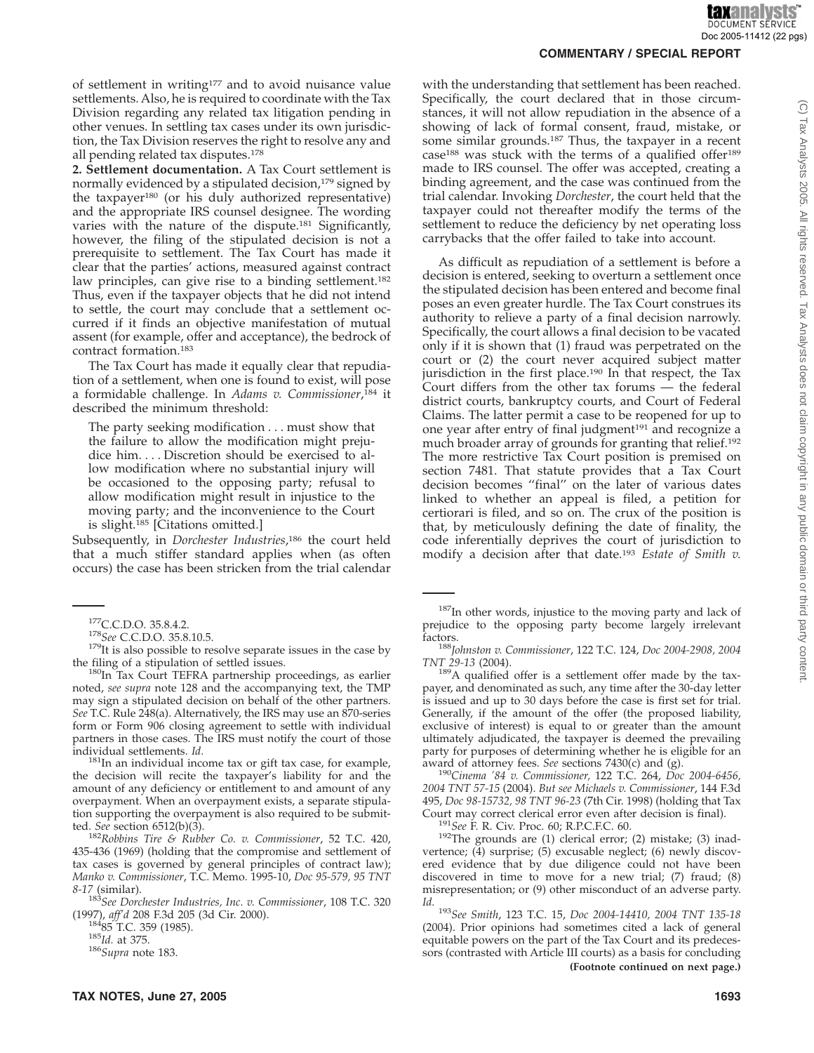of settlement in writing[177] and to avoid nuisance value settlements. Also, he is required to coordinate with the Tax Division regarding any related tax litigation pending in other venues. In settling tax cases under its own jurisdiction, the Tax Division reserves the right to resolve any and all pending related tax disputes.[178]

**2. Settlement documentation.** A Tax Court settlement is normally evidenced by a stipulated decision,[179] signed by the taxpayer[180] (or his duly authorized representative) and the appropriate IRS counsel designee. The wording varies with the nature of the dispute.[181] Significantly, however, the filing of the stipulated decision is not a prerequisite to settlement. The Tax Court has made it clear that the parties' actions, measured against contract law principles, can give rise to a binding settlement.[182] Thus, even if the taxpayer objects that he did not intend to settle, the court may conclude that a settlement occurred if it finds an objective manifestation of mutual assent (for example, offer and acceptance), the bedrock of contract formation.[183]

The Tax Court has made it equally clear that repudiation of a settlement, when one is found to exist, will pose a formidable challenge. In *Adams v. Commissioner*,[184] it described the minimum threshold:

> The party seeking modification . . . must show that the failure to allow the modification might prejudice him. . . . Discretion should be exercised to allow modification where no substantial injury will be occasioned to the opposing party; refusal to allow modification might result in injustice to the moving party; and the inconvenience to the Court is slight.[185] [Citations omitted.]

Subsequently, in *Dorchester Industries*,[186] the court held that a much stiffer standard applies when (as often occurs) the case has been stricken from the trial calendar with the understanding that settlement has been reached. Specifically, the court declared that in those circumstances, it will not allow repudiation in the absence of a showing of lack of formal consent, fraud, mistake, or some similar grounds.[187] Thus, the taxpayer in a recent case[188] was stuck with the terms of a qualified offer[189] made to IRS counsel. The offer was accepted, creating a binding agreement, and the case was continued from the trial calendar. Invoking *Dorchester*, the court held that the taxpayer could not thereafter modify the terms of the settlement to reduce the deficiency by net operating loss carrybacks that the offer failed to take into account.

As difficult as repudiation of a settlement is before a decision is entered, seeking to overturn a settlement once the stipulated decision has been entered and become final poses an even greater hurdle. The Tax Court construes its authority to relieve a party of a final decision narrowly. Specifically, the court allows a final decision to be vacated only if it is shown that (1) fraud was perpetrated on the court or (2) the court never acquired subject matter jurisdiction in the first place.[190] In that respect, the Tax Court differs from the other tax forums — the federal district courts, bankruptcy courts, and Court of Federal Claims. The latter permit a case to be reopened for up to one year after entry of final judgment[191] and recognize a much broader array of grounds for granting that relief.[192] The more restrictive Tax Court position is premised on section 7481. That statute provides that a Tax Court decision becomes "final" on the later of various dates linked to whether an appeal is filed, a petition for certiorari is filed, and so on. The crux of the position is that, by meticulously defining the date of finality, the code inferentially deprives the court of jurisdiction to modify a decision after that date.[193] *Estate of Smith v.*

---

[177] C.C.D.O. 35.8.4.2.

[178] *See* C.C.D.O. 35.8.10.5.

[179] It is also possible to resolve separate issues in the case by the filing of a stipulation of settled issues.

[180] In Tax Court TEFRA partnership proceedings, as earlier noted, *see supra* note 128 and the accompanying text, the TMP may sign a stipulated decision on behalf of the other partners. *See* T.C. Rule 248(a). Alternatively, the IRS may use an 870-series form or Form 906 closing agreement to settle with individual partners in those cases. The IRS must notify the court of those individual settlements. *Id.*

[181] In an individual income tax or gift tax case, for example, the decision will recite the taxpayer's liability for and the amount of any deficiency or entitlement to and amount of any overpayment. When an overpayment exists, a separate stipulation supporting the overpayment is also required to be submitted. *See* section 6512(b)(3).

[182] *Robbins Tire & Rubber Co. v. Commissioner*, 52 T.C. 420, 435-436 (1969) (holding that the compromise and settlement of tax cases is governed by general principles of contract law); *Manko v. Commissioner*, T.C. Memo. 1995-10, *Doc 95-579, 95 TNT 8-17* (similar).

[183] *See Dorchester Industries, Inc. v. Commissioner*, 108 T.C. 320 (1997), *aff'd* 208 F.3d 205 (3d Cir. 2000).

[184] 85 T.C. 359 (1985).

[185] *Id.* at 375.

[186] *Supra* note 183.

[187] In other words, injustice to the moving party and lack of prejudice to the opposing party become largely irrelevant factors.

[188] *Johnston v. Commissioner*, 122 T.C. 124, *Doc 2004-2908, 2004 TNT 29-13* (2004).

[189] A qualified offer is a settlement offer made by the taxpayer, and denominated as such, any time after the 30-day letter is issued and up to 30 days before the case is first set for trial. Generally, if the amount of the offer (the proposed liability, exclusive of interest) is equal to or greater than the amount ultimately adjudicated, the taxpayer is deemed the prevailing party for purposes of determining whether he is eligible for an award of attorney fees. *See* sections 7430(c) and (g).

[190] *Cinema '84 v. Commissioner,* 122 T.C. 264, *Doc 2004-6456, 2004 TNT 57-15* (2004). *But see Michaels v. Commissioner*, 144 F.3d 495, *Doc 98-15732, 98 TNT 96-23* (7th Cir. 1998) (holding that Tax Court may correct clerical error even after decision is final).

[191] *See* F. R. Civ. Proc. 60; R.P.C.F.C. 60.

[192] The grounds are (1) clerical error; (2) mistake; (3) inadvertence; (4) surprise; (5) excusable neglect; (6) newly discovered evidence that by due diligence could not have been discovered in time to move for a new trial; (7) fraud; (8) misrepresentation; or (9) other misconduct of an adverse party. *Id.*

[193] *See Smith*, 123 T.C. 15, *Doc 2004-14410, 2004 TNT 135-18* (2004). Prior opinions had sometimes cited a lack of general equitable powers on the part of the Tax Court and its predecessors (contrasted with Article III courts) as a basis for concluding

**(Footnote continued on next page.)**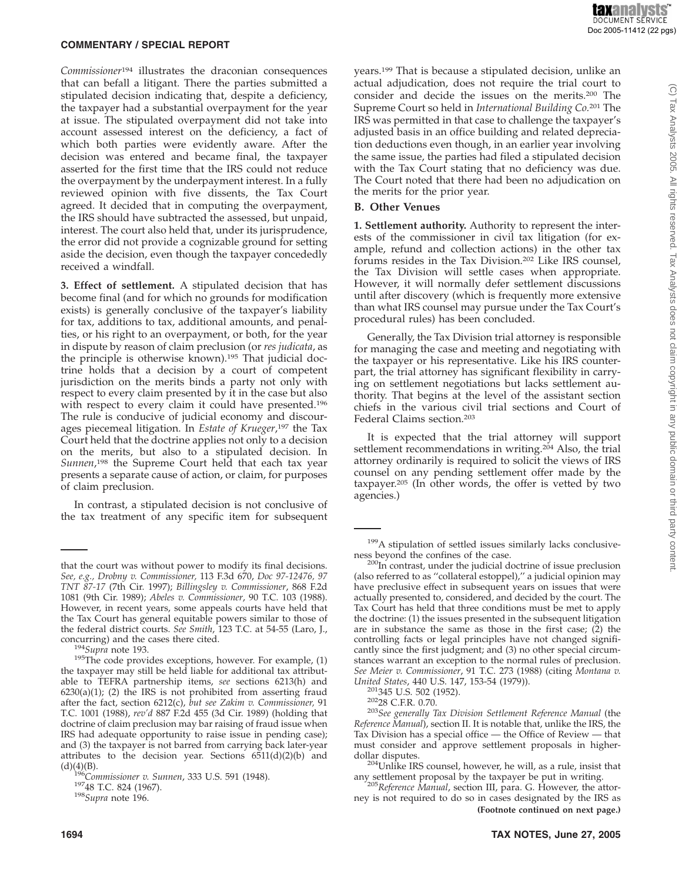*Commissioner*[194] illustrates the draconian consequences that can befall a litigant. There the parties submitted a stipulated decision indicating that, despite a deficiency, the taxpayer had a substantial overpayment for the year at issue. The stipulated overpayment did not take into account assessed interest on the deficiency, a fact of which both parties were evidently aware. After the decision was entered and became final, the taxpayer asserted for the first time that the IRS could not reduce the overpayment by the underpayment interest. In a fully reviewed opinion with five dissents, the Tax Court agreed. It decided that in computing the overpayment, the IRS should have subtracted the assessed, but unpaid, interest. The court also held that, under its jurisprudence, the error did not provide a cognizable ground for setting aside the decision, even though the taxpayer concededly received a windfall.

**3. Effect of settlement.** A stipulated decision that has become final (and for which no grounds for modification exists) is generally conclusive of the taxpayer's liability for tax, additions to tax, additional amounts, and penalties, or his right to an overpayment, or both, for the year in dispute by reason of claim preclusion (or *res judicata*, as the principle is otherwise known).[195] That judicial doctrine holds that a decision by a court of competent jurisdiction on the merits binds a party not only with respect to every claim presented by it in the case but also with respect to every claim it could have presented.[196] The rule is conducive of judicial economy and discourages piecemeal litigation. In *Estate of Krueger*,[197] the Tax Court held that the doctrine applies not only to a decision on the merits, but also to a stipulated decision. In *Sunnen*,[198] the Supreme Court held that each tax year presents a separate cause of action, or claim, for purposes of claim preclusion.

In contrast, a stipulated decision is not conclusive of the tax treatment of any specific item for subsequent years.[199] That is because a stipulated decision, unlike an actual adjudication, does not require the trial court to consider and decide the issues on the merits.[200] The Supreme Court so held in *International Building Co.*[201] The IRS was permitted in that case to challenge the taxpayer's adjusted basis in an office building and related depreciation deductions even though, in an earlier year involving the same issue, the parties had filed a stipulated decision with the Tax Court stating that no deficiency was due. The Court noted that there had been no adjudication on the merits for the prior year.

### B. Other Venues

**1. Settlement authority.** Authority to represent the interests of the commissioner in civil tax litigation (for example, refund and collection actions) in the other tax forums resides in the Tax Division.[202] Like IRS counsel, the Tax Division will settle cases when appropriate. However, it will normally defer settlement discussions until after discovery (which is frequently more extensive than what IRS counsel may pursue under the Tax Court's procedural rules) has been concluded.

Generally, the Tax Division trial attorney is responsible for managing the case and meeting and negotiating with the taxpayer or his representative. Like his IRS counterpart, the trial attorney has significant flexibility in carrying on settlement negotiations but lacks settlement authority. That begins at the level of the assistant section chiefs in the various civil trial sections and Court of Federal Claims section.[203]

It is expected that the trial attorney will support settlement recommendations in writing.[204] Also, the trial attorney ordinarily is required to solicit the views of IRS counsel on any pending settlement offer made by the taxpayer.[205] (In other words, the offer is vetted by two agencies.)

---

that the court was without power to modify its final decisions. *See, e.g., Drobny v. Commissioner*, 113 F.3d 670, *Doc 97-12476*, *97 TNT 87-17* (7th Cir. 1997); *Billingsley v. Commissioner*, 868 F.2d 1081 (9th Cir. 1989); *Abeles v. Commissioner*, 90 T.C. 103 (1988). However, in recent years, some appeals courts have held that the Tax Court has general equitable powers similar to those of the federal district courts. *See Smith*, 123 T.C. at 54-55 (Laro, J., concurring) and the cases there cited.

[194] *Supra* note 193.

[195] The code provides exceptions, however. For example, (1) the taxpayer may still be held liable for additional tax attributable to TEFRA partnership items, *see* sections 6213(h) and 6230(a)(1); (2) the IRS is not prohibited from asserting fraud after the fact, section 6212(c), *but see Zakim v. Commissioner*, 91 T.C. 1001 (1988), *rev'd* 887 F.2d 455 (3d Cir. 1989) (holding that doctrine of claim preclusion may bar raising of fraud issue when IRS had adequate opportunity to raise issue in pending case); and (3) the taxpayer is not barred from carrying back later-year attributes to the decision year. Sections 6511(d)(2)(b) and (d)(4)(B).

[196] *Commissioner v. Sunnen*, 333 U.S. 591 (1948).

[197] 48 T.C. 824 (1967).

[198] *Supra* note 196.

[199] A stipulation of settled issues similarly lacks conclusiveness beyond the confines of the case.

[200] In contrast, under the judicial doctrine of issue preclusion (also referred to as ''collateral estoppel),'' a judicial opinion may have preclusive effect in subsequent years on issues that were actually presented to, considered, and decided by the court. The Tax Court has held that three conditions must be met to apply the doctrine: (1) the issues presented in the subsequent litigation are in substance the same as those in the first case; (2) the controlling facts or legal principles have not changed significantly since the first judgment; and (3) no other special circumstances warrant an exception to the normal rules of preclusion. *See Meier v. Commissioner*, 91 T.C. 273 (1988) (citing *Montana v. United States*, 440 U.S. 147, 153-54 (1979)).

[201] 345 U.S. 502 (1952).

[202] 28 C.F.R. 0.70.

[203] *See generally Tax Division Settlement Reference Manual* (the *Reference Manual*), section II. It is notable that, unlike the IRS, the Tax Division has a special office — the Office of Review — that must consider and approve settlement proposals in higher-dollar disputes.

[204] Unlike IRS counsel, however, he will, as a rule, insist that any settlement proposal by the taxpayer be put in writing.

[205] *Reference Manual*, section III, para. G. However, the attorney is not required to do so in cases designated by the IRS as

**(Footnote continued on next page.)**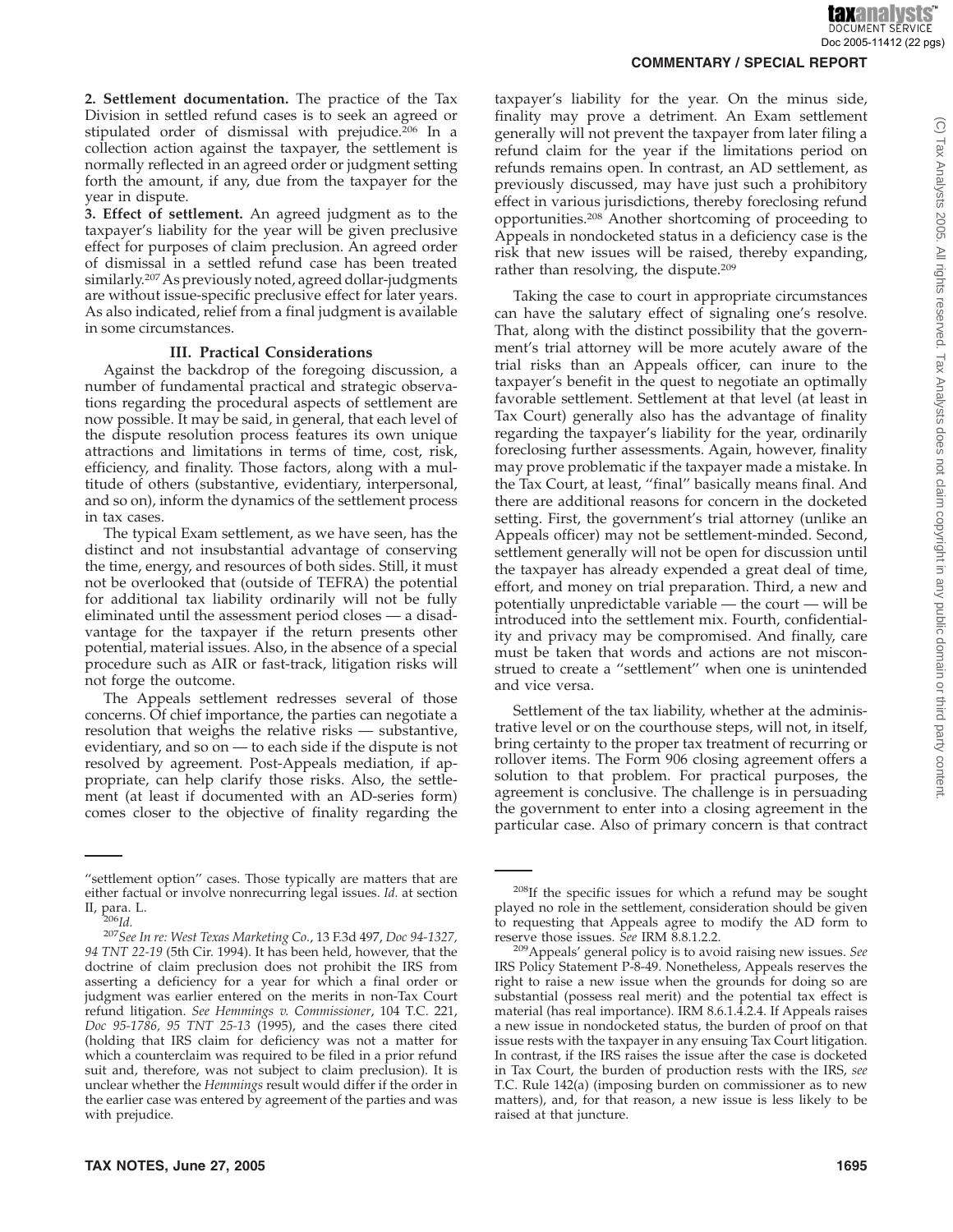**2. Settlement documentation.** The practice of the Tax Division in settled refund cases is to seek an agreed or stipulated order of dismissal with prejudice.[206] In a collection action against the taxpayer, the settlement is normally reflected in an agreed order or judgment setting forth the amount, if any, due from the taxpayer for the year in dispute.

**3. Effect of settlement.** An agreed judgment as to the taxpayer's liability for the year will be given preclusive effect for purposes of claim preclusion. An agreed order of dismissal in a settled refund case has been treated similarly.[207] As previously noted, agreed dollar-judgments are without issue-specific preclusive effect for later years. As also indicated, relief from a final judgment is available in some circumstances.

### III. Practical Considerations

Against the backdrop of the foregoing discussion, a number of fundamental practical and strategic observations regarding the procedural aspects of settlement are now possible. It may be said, in general, that each level of the dispute resolution process features its own unique attractions and limitations in terms of time, cost, risk, efficiency, and finality. Those factors, along with a multitude of others (substantive, evidentiary, interpersonal, and so on), inform the dynamics of the settlement process in tax cases.

The typical Exam settlement, as we have seen, has the distinct and not insubstantial advantage of conserving the time, energy, and resources of both sides. Still, it must not be overlooked that (outside of TEFRA) the potential for additional tax liability ordinarily will not be fully eliminated until the assessment period closes — a disadvantage for the taxpayer if the return presents other potential, material issues. Also, in the absence of a special procedure such as AIR or fast-track, litigation risks will not forge the outcome.

The Appeals settlement redresses several of those concerns. Of chief importance, the parties can negotiate a resolution that weighs the relative risks — substantive, evidentiary, and so on — to each side if the dispute is not resolved by agreement. Post-Appeals mediation, if appropriate, can help clarify those risks. Also, the settlement (at least if documented with an AD-series form) comes closer to the objective of finality regarding the taxpayer's liability for the year. On the minus side, finality may prove a detriment. An Exam settlement generally will not prevent the taxpayer from later filing a refund claim for the year if the limitations period on refunds remains open. In contrast, an AD settlement, as previously discussed, may have just such a prohibitory effect in various jurisdictions, thereby foreclosing refund opportunities.[208] Another shortcoming of proceeding to Appeals in nondocketed status in a deficiency case is the risk that new issues will be raised, thereby expanding, rather than resolving, the dispute.[209]

Taking the case to court in appropriate circumstances can have the salutary effect of signaling one's resolve. That, along with the distinct possibility that the government's trial attorney will be more acutely aware of the trial risks than an Appeals officer, can inure to the taxpayer's benefit in the quest to negotiate an optimally favorable settlement. Settlement at that level (at least in Tax Court) generally also has the advantage of finality regarding the taxpayer's liability for the year, ordinarily foreclosing further assessments. Again, however, finality may prove problematic if the taxpayer made a mistake. In the Tax Court, at least, "final" basically means final. And there are additional reasons for concern in the docketed setting. First, the government's trial attorney (unlike an Appeals officer) may not be settlement-minded. Second, settlement generally will not be open for discussion until the taxpayer has already expended a great deal of time, effort, and money on trial preparation. Third, a new and potentially unpredictable variable — the court — will be introduced into the settlement mix. Fourth, confidentiality and privacy may be compromised. And finally, care must be taken that words and actions are not misconstrued to create a "settlement" when one is unintended and vice versa.

Settlement of the tax liability, whether at the administrative level or on the courthouse steps, will not, in itself, bring certainty to the proper tax treatment of recurring or rollover items. The Form 906 closing agreement offers a solution to that problem. For practical purposes, the agreement is conclusive. The challenge is in persuading the government to enter into a closing agreement in the particular case. Also of primary concern is that contract

---

"settlement option" cases. Those typically are matters that are either factual or involve nonrecurring legal issues. *Id.* at section II, para. L.

[206] *Id.*

[207] *See In re: West Texas Marketing Co.*, 13 F.3d 497, *Doc 94-1327, 94 TNT 22-19* (5th Cir. 1994). It has been held, however, that the doctrine of claim preclusion does not prohibit the IRS from asserting a deficiency for a year for which a final order or judgment was earlier entered on the merits in non-Tax Court refund litigation. *See Hemmings v. Commissioner*, 104 T.C. 221, *Doc 95-1786, 95 TNT 25-13* (1995), and the cases there cited (holding that IRS claim for deficiency was not a matter for which a counterclaim was required to be filed in a prior refund suit and, therefore, was not subject to claim preclusion). It is unclear whether the *Hemmings* result would differ if the order in the earlier case was entered by agreement of the parties and was with prejudice.

[208] If the specific issues for which a refund may be sought played no role in the settlement, consideration should be given to requesting that Appeals agree to modify the AD form to reserve those issues. *See* IRM 8.8.1.2.2.

[209] Appeals' general policy is to avoid raising new issues. *See* IRS Policy Statement P-8-49. Nonetheless, Appeals reserves the right to raise a new issue when the grounds for doing so are substantial (possess real merit) and the potential tax effect is material (has real importance). IRM 8.6.1.4.2.4. If Appeals raises a new issue in nondocketed status, the burden of proof on that issue rests with the taxpayer in any ensuing Tax Court litigation. In contrast, if the IRS raises the issue after the case is docketed in Tax Court, the burden of production rests with the IRS, *see* T.C. Rule 142(a) (imposing burden on commissioner as to new matters), and, for that reason, a new issue is less likely to be raised at that juncture.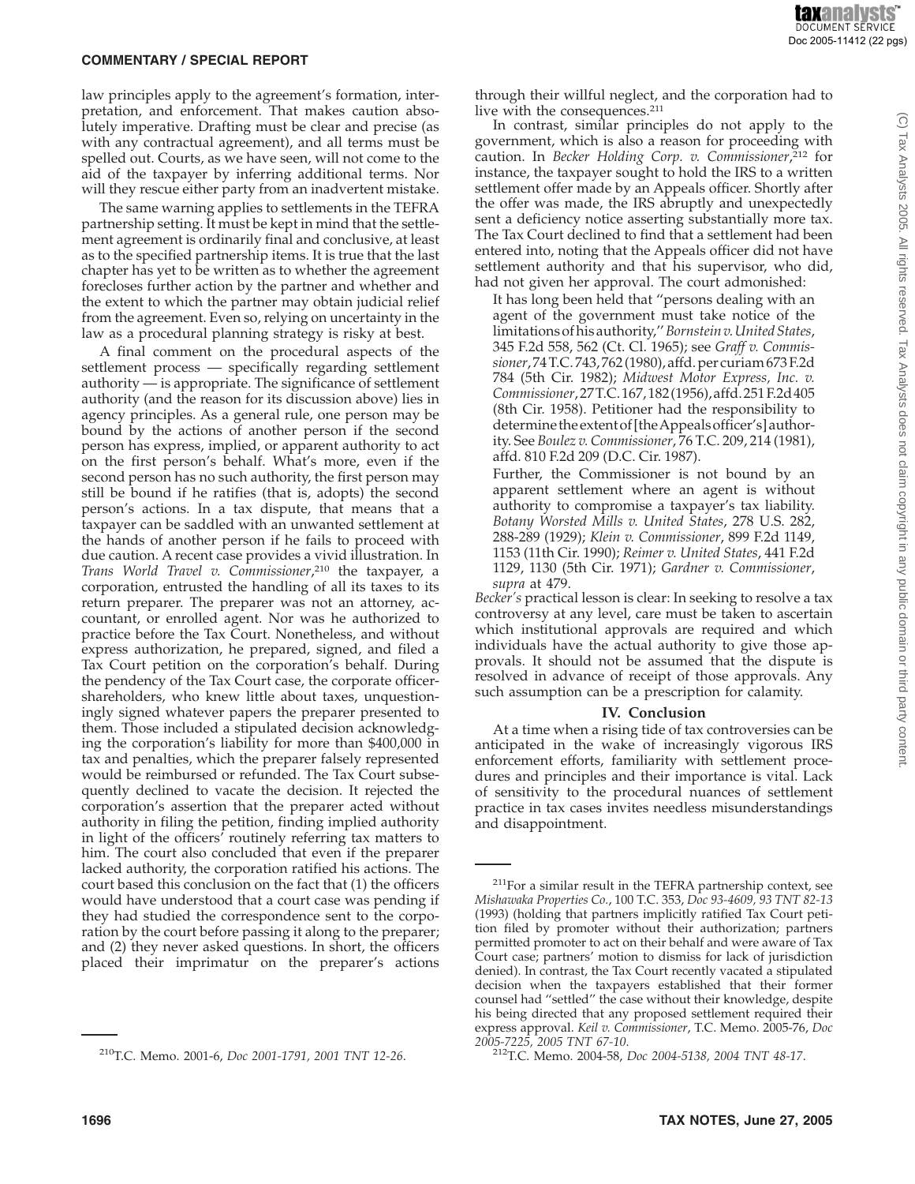law principles apply to the agreement's formation, interpretation, and enforcement. That makes caution absolutely imperative. Drafting must be clear and precise (as with any contractual agreement), and all terms must be spelled out. Courts, as we have seen, will not come to the aid of the taxpayer by inferring additional terms. Nor will they rescue either party from an inadvertent mistake.

The same warning applies to settlements in the TEFRA partnership setting. It must be kept in mind that the settlement agreement is ordinarily final and conclusive, at least as to the specified partnership items. It is true that the last chapter has yet to be written as to whether the agreement forecloses further action by the partner and whether and the extent to which the partner may obtain judicial relief from the agreement. Even so, relying on uncertainty in the law as a procedural planning strategy is risky at best.

A final comment on the procedural aspects of the settlement process — specifically regarding settlement authority — is appropriate. The significance of settlement authority (and the reason for its discussion above) lies in agency principles. As a general rule, one person may be bound by the actions of another person if the second person has express, implied, or apparent authority to act on the first person's behalf. What's more, even if the second person has no such authority, the first person may still be bound if he ratifies (that is, adopts) the second person's actions. In a tax dispute, that means that a taxpayer can be saddled with an unwanted settlement at the hands of another person if he fails to proceed with due caution. A recent case provides a vivid illustration. In *Trans World Travel v. Commissioner*,[210] the taxpayer, a corporation, entrusted the handling of all its taxes to its return preparer. The preparer was not an attorney, accountant, or enrolled agent. Nor was he authorized to practice before the Tax Court. Nonetheless, and without express authorization, he prepared, signed, and filed a Tax Court petition on the corporation's behalf. During the pendency of the Tax Court case, the corporate officer-shareholders, who knew little about taxes, unquestioningly signed whatever papers the preparer presented to them. Those included a stipulated decision acknowledging the corporation's liability for more than $400,000 in tax and penalties, which the preparer falsely represented would be reimbursed or refunded. The Tax Court subsequently declined to vacate the decision. It rejected the corporation's assertion that the preparer acted without authority in filing the petition, finding implied authority in light of the officers' routinely referring tax matters to him. The court also concluded that even if the preparer lacked authority, the corporation ratified his actions. The court based this conclusion on the fact that (1) the officers would have understood that a court case was pending if they had studied the correspondence sent to the corporation by the court before passing it along to the preparer; and (2) they never asked questions. In short, the officers placed their imprimatur on the preparer's actions through their willful neglect, and the corporation had to live with the consequences.[211]

In contrast, similar principles do not apply to the government, which is also a reason for proceeding with caution. In *Becker Holding Corp. v. Commissioner*,[212] for instance, the taxpayer sought to hold the IRS to a written settlement offer made by an Appeals officer. Shortly after the offer was made, the IRS abruptly and unexpectedly sent a deficiency notice asserting substantially more tax. The Tax Court declined to find that a settlement had been entered into, noting that the Appeals officer did not have settlement authority and that his supervisor, who did, had not given her approval. The court admonished:

> It has long been held that "persons dealing with an agent of the government must take notice of the limitations of his authority," *Bornstein v. United States*, 345 F.2d 558, 562 (Ct. Cl. 1965); see *Graff v. Commissioner*, 74 T.C. 743, 762 (1980), affd. per curiam 673 F.2d 784 (5th Cir. 1982); *Midwest Motor Express, Inc. v. Commissioner*, 27 T.C. 167, 182 (1956), affd. 251 F.2d 405 (8th Cir. 1958). Petitioner had the responsibility to determine the extent of [the Appeals officer's] authority. See *Boulez v. Commissioner*, 76 T.C. 209, 214 (1981), affd. 810 F.2d 209 (D.C. Cir. 1987).
>
> Further, the Commissioner is not bound by an apparent settlement where an agent is without authority to compromise a taxpayer's tax liability. *Botany Worsted Mills v. United States*, 278 U.S. 282, 288-289 (1929); *Klein v. Commissioner*, 899 F.2d 1149, 1153 (11th Cir. 1990); *Reimer v. United States*, 441 F.2d 1129, 1130 (5th Cir. 1971); *Gardner v. Commissioner*, *supra* at 479.

*Becker's* practical lesson is clear: In seeking to resolve a tax controversy at any level, care must be taken to ascertain which institutional approvals are required and which individuals have the actual authority to give those approvals. It should not be assumed that the dispute is resolved in advance of receipt of those approvals. Any such assumption can be a prescription for calamity.

### IV. Conclusion

At a time when a rising tide of tax controversies can be anticipated in the wake of increasingly vigorous IRS enforcement efforts, familiarity with settlement procedures and principles and their importance is vital. Lack of sensitivity to the procedural nuances of settlement practice in tax cases invites needless misunderstandings and disappointment.

---

[210] T.C. Memo. 2001-6, *Doc 2001-1791, 2001 TNT 12-26*.

[211] For a similar result in the TEFRA partnership context, see *Mishawaka Properties Co.*, 100 T.C. 353, *Doc 93-4609, 93 TNT 82-13* (1993) (holding that partners implicitly ratified Tax Court petition filed by promoter without their authorization; partners permitted promoter to act on their behalf and were aware of Tax Court case; partners' motion to dismiss for lack of jurisdiction denied). In contrast, the Tax Court recently vacated a stipulated decision when the taxpayers established that their former counsel had "settled" the case without their knowledge, despite his being directed that any proposed settlement required their express approval. *Keil v. Commissioner*, T.C. Memo. 2005-76, *Doc 2005-7225, 2005 TNT 67-10*.

[212] T.C. Memo. 2004-58, *Doc 2004-5138, 2004 TNT 48-17*.